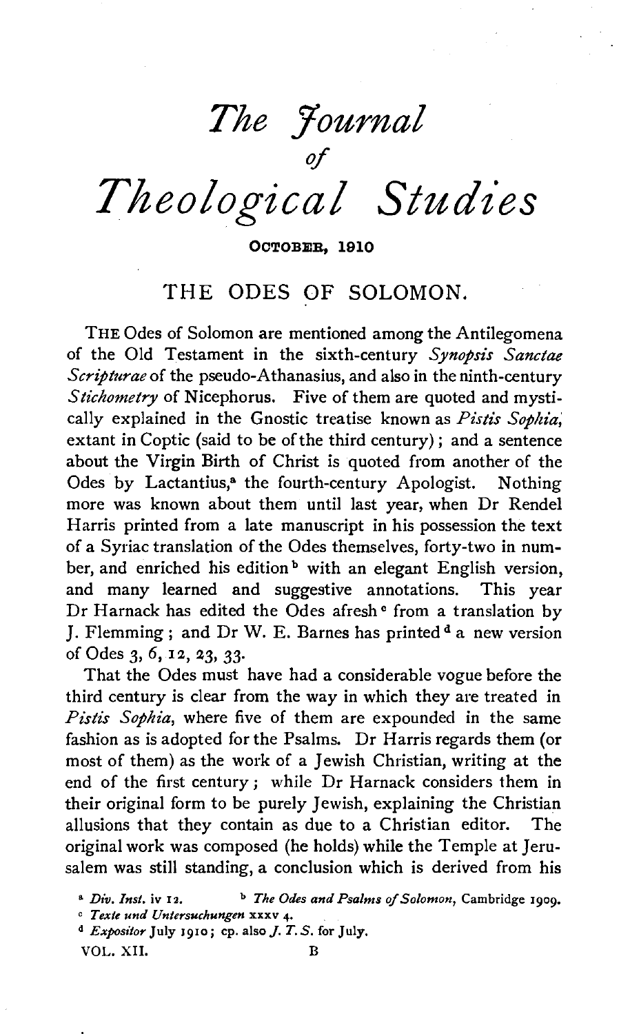# *The Journal of Theological Studies*

OCTOBER, 1910

## THE ODES OF SOLOMON.

THE Odes of Solomon are mentioned among the Antilegomena of the Old Testament in the sixth-century *Synopsis Sanctae Scripturae* of the pseudo-Athanasius, and also in the ninth-century *Stichometry* of Nicephorus. Five of them are quoted and mystically explained in the Gnostic treatise known as *Pistis Sophia*, extant in Coptic (said to be of the third century); and a sentence about the Virgin Birth of Christ is quoted from another of the Odes by Lactantius,[a] the fourth-century Apologist. Nothing more was known about them until last year, when Dr Rendel Harris printed from a late manuscript in his possession the text of a Syriac translation of the Odes themselves, forty-two in number, and enriched his edition[b] with an elegant English version, and many learned and suggestive annotations. This year Dr Harnack has edited the Odes afresh[c] from a translation by J. Flemming; and Dr W. E. Barnes has printed[d] a new version of Odes 3, 6, 12, 23, 33.

That the Odes must have had a considerable vogue before the third century is clear from the way in which they are treated in *Pistis Sophia*, where five of them are expounded in the same fashion as is adopted for the Psalms. Dr Harris regards them (or most of them) as the work of a Jewish Christian, writing at the end of the first century; while Dr Harnack considers them in their original form to be purely Jewish, explaining the Christian allusions that they contain as due to a Christian editor. The original work was composed (he holds) while the Temple at Jerusalem was still standing, a conclusion which is derived from his

[a] *Div. Inst.* iv 12. [b] *The Odes and Psalms of Solomon*, Cambridge 1909.

[c] *Texte und Untersuchungen* xxxv 4.

[d] *Expositor* July 1910; cp. also *J. T. S.* for July.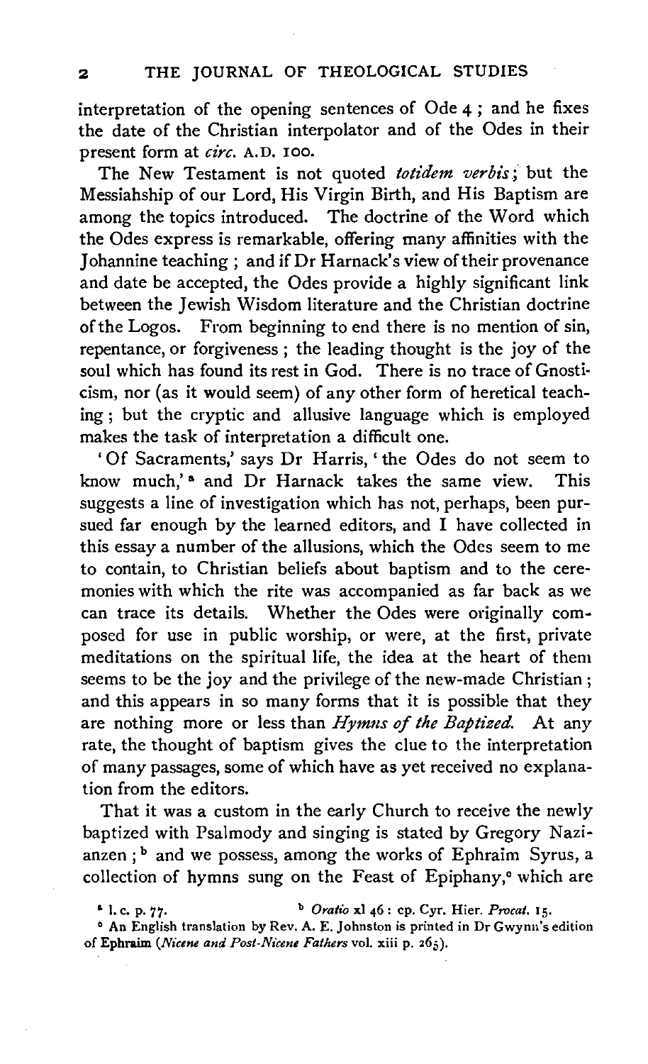interpretation of the opening sentences of Ode 4; and he fixes the date of the Christian interpolator and of the Odes in their present form at *circ.* A.D. 100.

The New Testament is not quoted *totidem verbis*; but the Messiahship of our Lord, His Virgin Birth, and His Baptism are among the topics introduced. The doctrine of the Word which the Odes express is remarkable, offering many affinities with the Johannine teaching; and if Dr Harnack's view of their provenance and date be accepted, the Odes provide a highly significant link between the Jewish Wisdom literature and the Christian doctrine of the Logos. From beginning to end there is no mention of sin, repentance, or forgiveness; the leading thought is the joy of the soul which has found its rest in God. There is no trace of Gnosticism, nor (as it would seem) of any other form of heretical teaching; but the cryptic and allusive language which is employed makes the task of interpretation a difficult one.

'Of Sacraments,' says Dr Harris, 'the Odes do not seem to know much,'[a] and Dr Harnack takes the same view. This suggests a line of investigation which has not, perhaps, been pursued far enough by the learned editors, and I have collected in this essay a number of the allusions, which the Odes seem to me to contain, to Christian beliefs about baptism and to the ceremonies with which the rite was accompanied as far back as we can trace its details. Whether the Odes were originally composed for use in public worship, or were, at the first, private meditations on the spiritual life, the idea at the heart of them seems to be the joy and the privilege of the new-made Christian; and this appears in so many forms that it is possible that they are nothing more or less than *Hymns of the Baptized.* At any rate, the thought of baptism gives the clue to the interpretation of many passages, some of which have as yet received no explanation from the editors.

That it was a custom in the early Church to receive the newly baptized with Psalmody and singing is stated by Gregory Nazianzen;[b] and we possess, among the works of Ephraim Syrus, a collection of hymns sung on the Feast of Epiphany,[c] which are

[a] l. c. p. 77.

[b] *Oratio* xl 46: cp. Cyr. Hier. *Procat.* 15.

[c] An English translation by Rev. A. E. Johnston is printed in Dr Gwynn's edition of Ephraim (*Nicene and Post-Nicene Fathers* vol. xiii p. 265).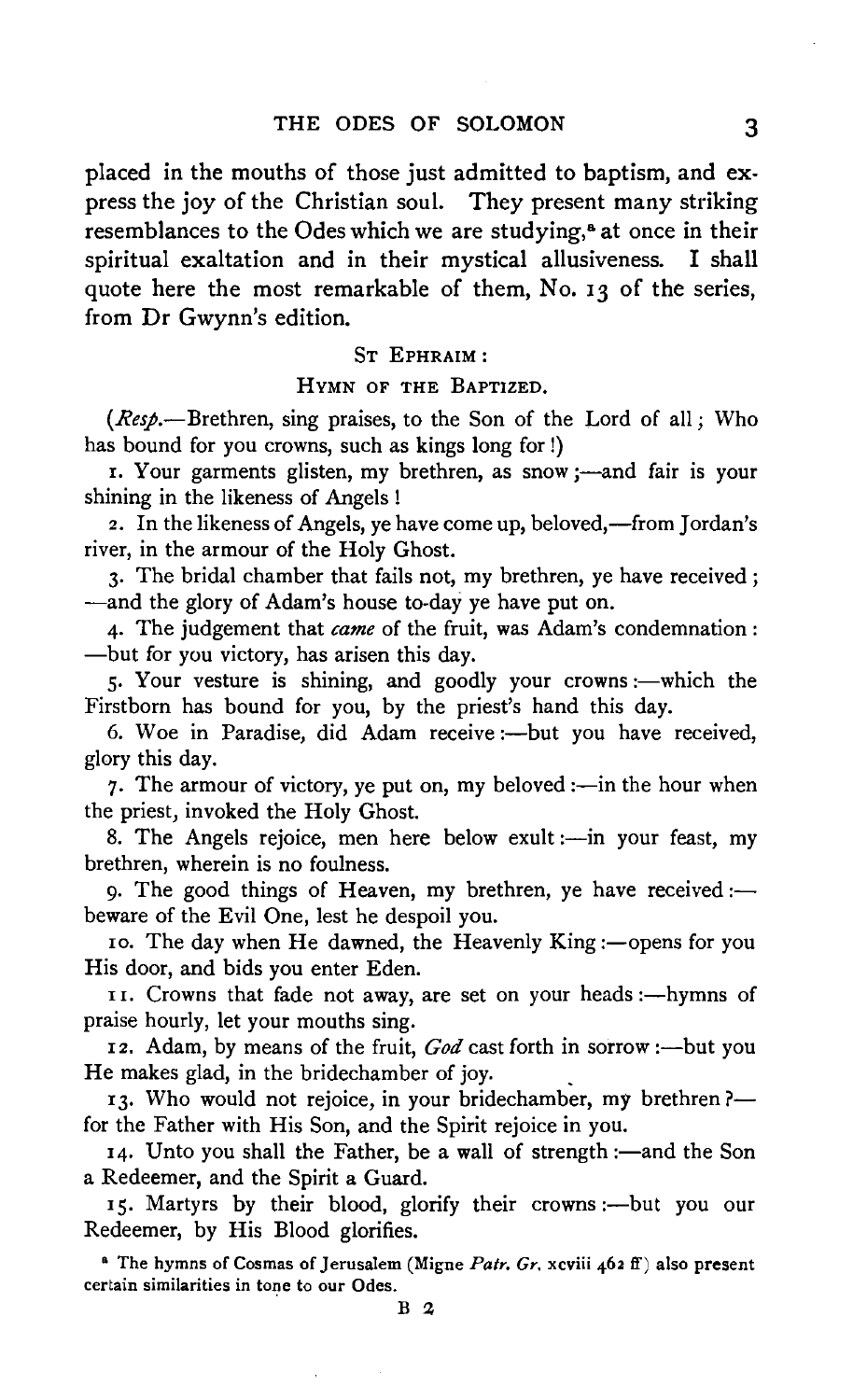placed in the mouths of those just admitted to baptism, and express the joy of the Christian soul. They present many striking resemblances to the Odes which we are studying,[a] at once in their spiritual exaltation and in their mystical allusiveness. I shall quote here the most remarkable of them, No. 13 of the series, from Dr Gwynn's edition.

### ST EPHRAIM:

### HYMN OF THE BAPTIZED.

(*Resp.*—Brethren, sing praises, to the Son of the Lord of all; Who has bound for you crowns, such as kings long for!)

1. Your garments glisten, my brethren, as snow;—and fair is your shining in the likeness of Angels!

2. In the likeness of Angels, ye have come up, beloved,—from Jordan's river, in the armour of the Holy Ghost.

3. The bridal chamber that fails not, my brethren, ye have received; —and the glory of Adam's house to-day ye have put on.

4. The judgement that *came* of the fruit, was Adam's condemnation: —but for you victory, has arisen this day.

5. Your vesture is shining, and goodly your crowns:—which the Firstborn has bound for you, by the priest's hand this day.

6. Woe in Paradise, did Adam receive:—but you have received, glory this day.

7. The armour of victory, ye put on, my beloved:—in the hour when the priest, invoked the Holy Ghost.

8. The Angels rejoice, men here below exult:—in your feast, my brethren, wherein is no foulness.

9. The good things of Heaven, my brethren, ye have received:— beware of the Evil One, lest he despoil you.

10. The day when He dawned, the Heavenly King:—opens for you His door, and bids you enter Eden.

11. Crowns that fade not away, are set on your heads:—hymns of praise hourly, let your mouths sing.

12. Adam, by means of the fruit, *God* cast forth in sorrow:—but you He makes glad, in the bridechamber of joy.

13. Who would not rejoice, in your bridechamber, my brethren?— for the Father with His Son, and the Spirit rejoice in you.

14. Unto you shall the Father, be a wall of strength:—and the Son a Redeemer, and the Spirit a Guard.

15. Martyrs by their blood, glorify their crowns:—but you our Redeemer, by His Blood glorifies.

[a] The hymns of Cosmas of Jerusalem (Migne *Patr. Gr.* xcviii 462 ff) also present certain similarities in tone to our Odes.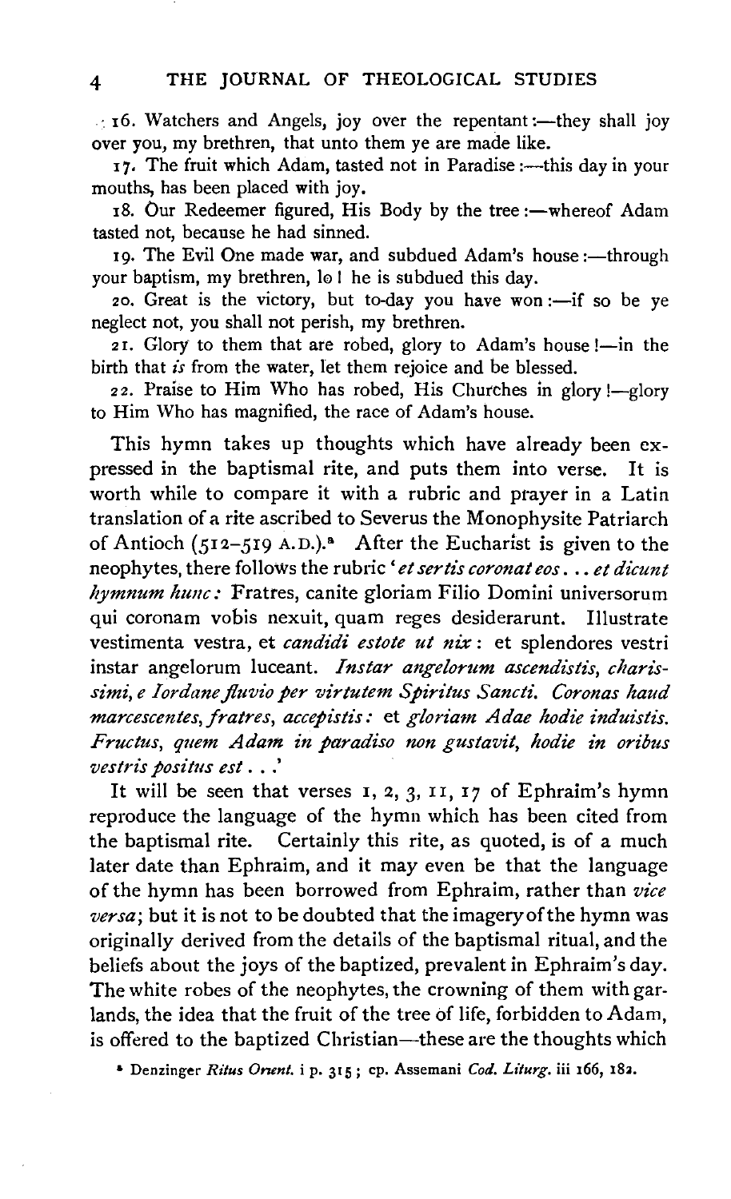16. Watchers and Angels, joy over the repentant:—they shall joy over you, my brethren, that unto them ye are made like.

17. The fruit which Adam, tasted not in Paradise:—this day in your mouths, has been placed with joy.

18. Our Redeemer figured, His Body by the tree:—whereof Adam tasted not, because he had sinned.

19. The Evil One made war, and subdued Adam's house:—through your baptism, my brethren, lo! he is subdued this day.

20. Great is the victory, but to-day you have won:—if so be ye neglect not, you shall not perish, my brethren.

21. Glory to them that are robed, glory to Adam's house!—in the birth that *is* from the water, let them rejoice and be blessed.

22. Praise to Him Who has robed, His Churches in glory!—glory to Him Who has magnified, the race of Adam's house.

This hymn takes up thoughts which have already been expressed in the baptismal rite, and puts them into verse. It is worth while to compare it with a rubric and prayer in a Latin translation of a rite ascribed to Severus the Monophysite Patriarch of Antioch (512–519 A.D.).[a] After the Eucharist is given to the neophytes, there follows the rubric '*et sertis coronat eos ... et dicunt hymnum hunc:* Fratres, canite gloriam Filio Domini universorum qui coronam vobis nexuit, quam reges desiderarunt. Illustrate vestimenta vestra, et *candidi estote ut nix*: et splendores vestri instar angelorum luceant. *Instar angelorum ascendistis, charissimi, e Iordane fluvio per virtutem Spiritus Sancti. Coronas haud marcescentes, fratres, accepistis:* et *gloriam Adae hodie induistis. Fructus, quem Adam in paradiso non gustavit, hodie in oribus vestris positus est ...*'

It will be seen that verses 1, 2, 3, 11, 17 of Ephraim's hymn reproduce the language of the hymn which has been cited from the baptismal rite. Certainly this rite, as quoted, is of a much later date than Ephraim, and it may even be that the language of the hymn has been borrowed from Ephraim, rather than *vice versa*; but it is not to be doubted that the imagery of the hymn was originally derived from the details of the baptismal ritual, and the beliefs about the joys of the baptized, prevalent in Ephraim's day. The white robes of the neophytes, the crowning of them with garlands, the idea that the fruit of the tree of life, forbidden to Adam, is offered to the baptized Christian—these are the thoughts which

[a] Denzinger *Ritus Orient.* i p. 315; cp. Assemani *Cod. Liturg.* iii 166, 182.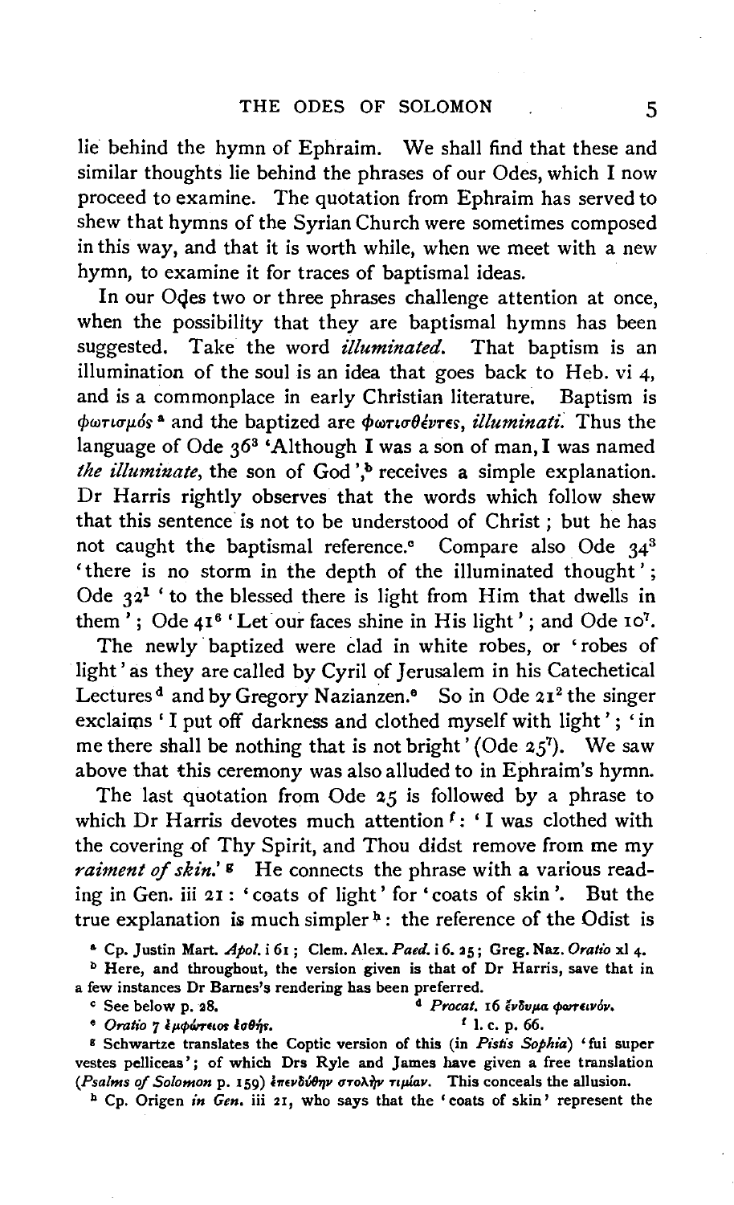lie behind the hymn of Ephraim. We shall find that these and similar thoughts lie behind the phrases of our Odes, which I now proceed to examine. The quotation from Ephraim has served to shew that hymns of the Syrian Church were sometimes composed in this way, and that it is worth while, when we meet with a new hymn, to examine it for traces of baptismal ideas.

In our Odes two or three phrases challenge attention at once, when the possibility that they are baptismal hymns has been suggested. Take the word *illuminated*. That baptism is an illumination of the soul is an idea that goes back to Heb. vi 4, and is a commonplace in early Christian literature. Baptism is φωτισμός [a] and the baptized are φωτισθέντες, *illuminati*. Thus the language of Ode 36[3] 'Although I was a son of man, I was named *the illuminate*, the son of God',[b] receives a simple explanation. Dr Harris rightly observes that the words which follow shew that this sentence is not to be understood of Christ; but he has not caught the baptismal reference.[c] Compare also Ode 34[3] 'there is no storm in the depth of the illuminated thought'; Ode 32[1] 'to the blessed there is light from Him that dwells in them'; Ode 41[6] 'Let our faces shine in His light'; and Ode 10[7].

The newly baptized were clad in white robes, or 'robes of light' as they are called by Cyril of Jerusalem in his Catechetical Lectures[d] and by Gregory Nazianzen.[e] So in Ode 21[2] the singer exclaims 'I put off darkness and clothed myself with light'; 'in me there shall be nothing that is not bright' (Ode 25[7]). We saw above that this ceremony was also alluded to in Ephraim's hymn.

The last quotation from Ode 25 is followed by a phrase to which Dr Harris devotes much attention[f]: 'I was clothed with the covering of Thy Spirit, and Thou didst remove from me my *raiment of skin*.'[g] He connects the phrase with a various reading in Gen. iii 21: 'coats of light' for 'coats of skin'. But the true explanation is much simpler[h]: the reference of the Odist is

[a] Cp. Justin Mart. *Apol.* i 61; Clem. Alex. *Paed.* i 6. 25; Greg. Naz. *Oratio* xl 4.

[b] Here, and throughout, the version given is that of Dr Harris, save that in a few instances Dr Barnes's rendering has been preferred.

[c] See below p. 28.

[d] *Procat.* 16 ἔνδυμα φωτεινόν.

[e] *Oratio* 7 ἐμφώτειος ἐσθής.

[f] l. c. p. 66.

[g] Schwartze translates the Coptic version of this (in *Pistis Sophia*) 'fui super vestes pelliceas'; of which Drs Ryle and James have given a free translation (*Psalms of Solomon* p. 159) ἐπενδύθην στολὴν τιμίαν. This conceals the allusion.

[h] Cp. Origen *in Gen.* iii 21, who says that the 'coats of skin' represent the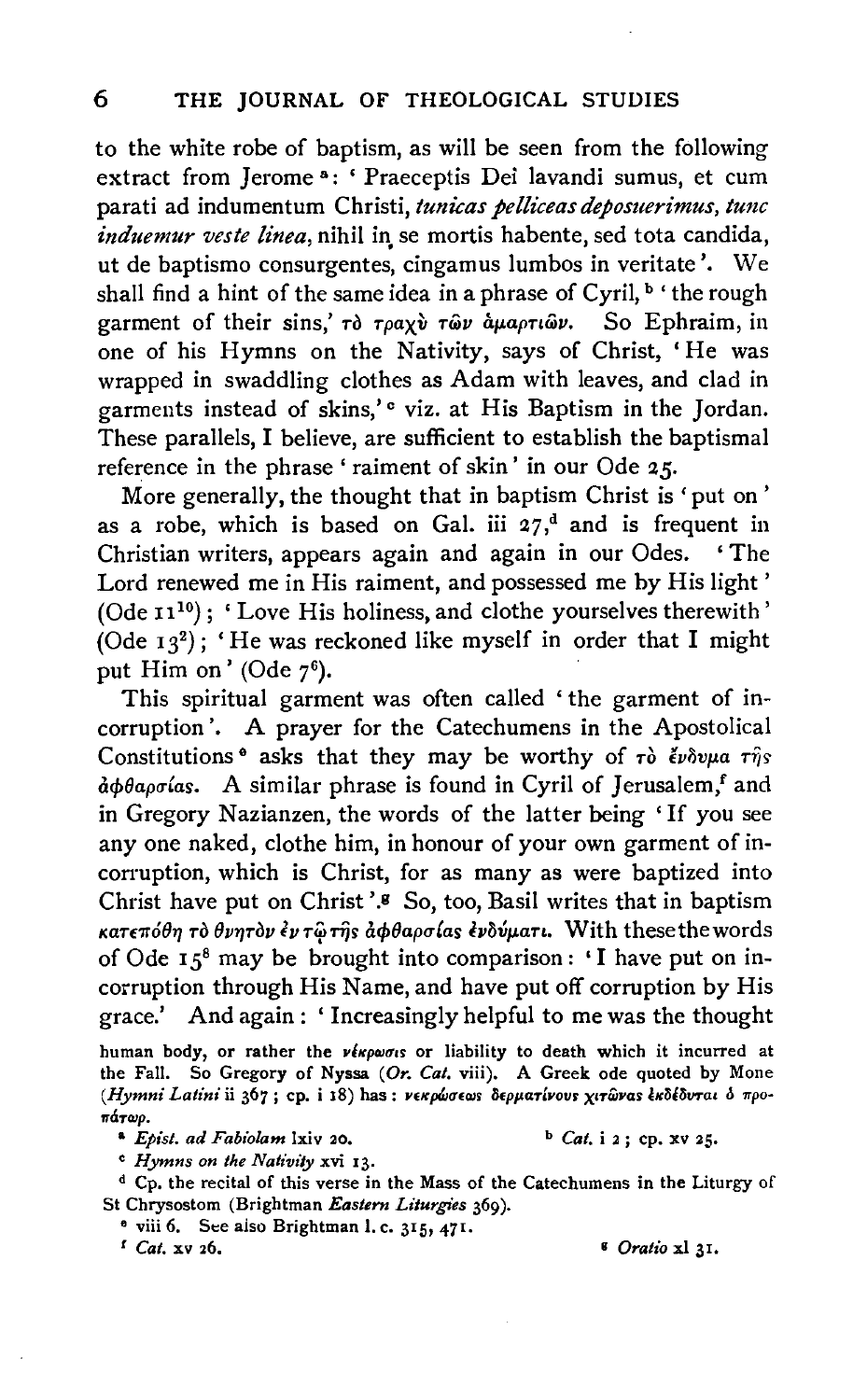to the white robe of baptism, as will be seen from the following extract from Jerome [a]: 'Praeceptis Dei lavandi sumus, et cum parati ad indumentum Christi, *tunicas pelliceas deposuerimus, tunc induemur veste linea*, nihil in se mortis habente, sed tota candida, ut de baptismo consurgentes, cingamus lumbos in veritate'. We shall find a hint of the same idea in a phrase of Cyril, [b] 'the rough garment of their sins,' τὸ τραχὺ τῶν ἁμαρτιῶν. So Ephraim, in one of his Hymns on the Nativity, says of Christ, 'He was wrapped in swaddling clothes as Adam with leaves, and clad in garments instead of skins,' [c] viz. at His Baptism in the Jordan. These parallels, I believe, are sufficient to establish the baptismal reference in the phrase 'raiment of skin' in our Ode 25.

More generally, the thought that in baptism Christ is 'put on' as a robe, which is based on Gal. iii 27,[d] and is frequent in Christian writers, appears again and again in our Odes. 'The Lord renewed me in His raiment, and possessed me by His light' (Ode 11[10]); 'Love His holiness, and clothe yourselves therewith' (Ode 13[2]); 'He was reckoned like myself in order that I might put Him on' (Ode 7[6]).

This spiritual garment was often called 'the garment of incorruption'. A prayer for the Catechumens in the Apostolical Constitutions [e] asks that they may be worthy of τὸ ἔνδυμα τῆς ἀφθαρσίας. A similar phrase is found in Cyril of Jerusalem,[f] and in Gregory Nazianzen, the words of the latter being 'If you see any one naked, clothe him, in honour of your own garment of incorruption, which is Christ, for as many as were baptized into Christ have put on Christ'.[g] So, too, Basil writes that in baptism κατεπόθη τὸ θνητὸν ἐν τῷ τῆς ἀφθαρσίας ἐνδύματι. With these the words of Ode 15[8] may be brought into comparison: 'I have put on incorruption through His Name, and have put off corruption by His grace.' And again: 'Increasingly helpful to me was the thought

human body, or rather the νέκρωσις or liability to death which it incurred at the Fall. So Gregory of Nyssa (*Or. Cat.* viii). A Greek ode quoted by Mone (*Hymni Latini* ii 367; cp. i 18) has: νεκρώσεως δερματίνους χιτῶνας ἐκδέδυται ὁ προπάτωρ.

[a] *Epist. ad Fabiolam* lxiv 20.

[b] *Cat.* i 2; cp. xv 25.

[c] *Hymns on the Nativity* xvi 13.

[d] Cp. the recital of this verse in the Mass of the Catechumens in the Liturgy of St Chrysostom (Brightman *Eastern Liturgies* 369).

[e] viii 6. See also Brightman l. c. 315, 471.

[f] *Cat.* xv 26.

[g] *Oratio* xl 31.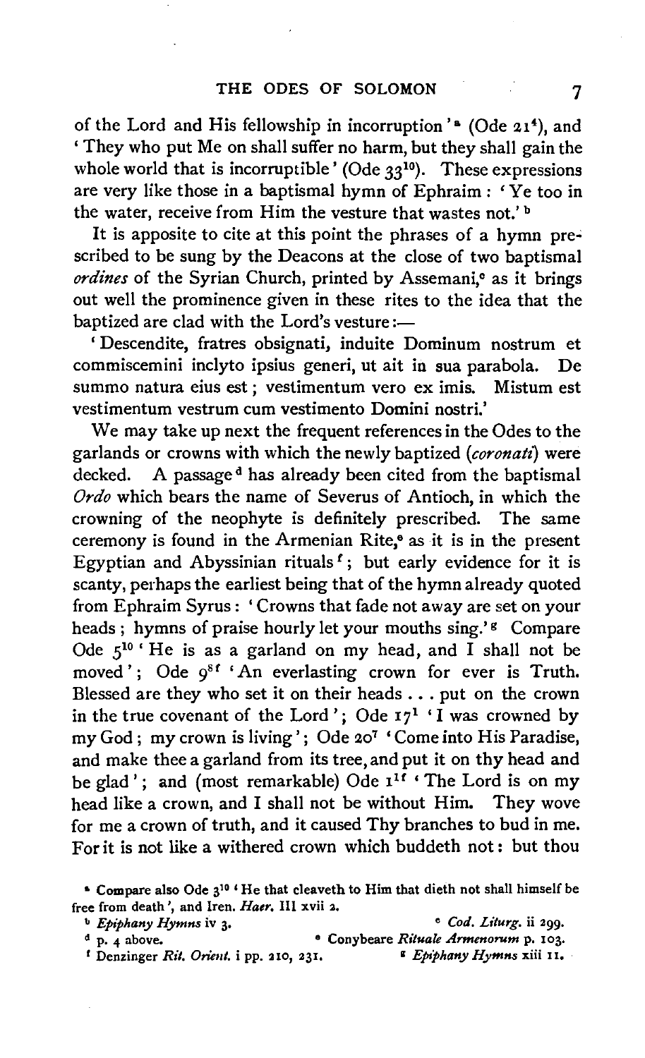of the Lord and His fellowship in incorruption '[a] (Ode 21[4]), and 'They who put Me on shall suffer no harm, but they shall gain the whole world that is incorruptible' (Ode 33[10]). These expressions are very like those in a baptismal hymn of Ephraim: 'Ye too in the water, receive from Him the vesture that wastes not.'[b]

It is apposite to cite at this point the phrases of a hymn prescribed to be sung by the Deacons at the close of two baptismal *ordines* of the Syrian Church, printed by Assemani,[c] as it brings out well the prominence given in these rites to the idea that the baptized are clad with the Lord's vesture:—

'Descendite, fratres obsignati, induite Dominum nostrum et commiscemini inclyto ipsius generi, ut ait in sua parabola. De summo natura eius est; vestimentum vero ex imis. Mistum est vestimentum vestrum cum vestimento Domini nostri.'

We may take up next the frequent references in the Odes to the garlands or crowns with which the newly baptized (*coronati*) were decked. A passage[d] has already been cited from the baptismal *Ordo* which bears the name of Severus of Antioch, in which the crowning of the neophyte is definitely prescribed. The same ceremony is found in the Armenian Rite,[e] as it is in the present Egyptian and Abyssinian rituals[f]; but early evidence for it is scanty, perhaps the earliest being that of the hymn already quoted from Ephraim Syrus: 'Crowns that fade not away are set on your heads; hymns of praise hourly let your mouths sing.'[g] Compare Ode 5[10] 'He is as a garland on my head, and I shall not be moved'; Ode 9[8f] 'An everlasting crown for ever is Truth. Blessed are they who set it on their heads . . . put on the crown in the true covenant of the Lord'; Ode 17[1] 'I was crowned by my God; my crown is living'; Ode 20[7] 'Come into His Paradise, and make thee a garland from its tree, and put it on thy head and be glad'; and (most remarkable) Ode 1[1f] 'The Lord is on my head like a crown, and I shall not be without Him. They wove for me a crown of truth, and it caused Thy branches to bud in me. For it is not like a withered crown which buddeth not: but thou

[a] Compare also Ode 3[10] 'He that cleaveth to Him that dieth not shall himself be free from death', and Iren. *Haer.* III xvii 2.

[b] *Epiphany Hymns* iv 3.

[c] *Cod. Liturg.* ii 299.

[d] p. 4 above.

[e] Conybeare *Rituale Armenorum* p. 103.

[f] Denzinger *Rit. Orient.* i pp. 210, 231.

[g] *Epiphany Hymns* xiii 11.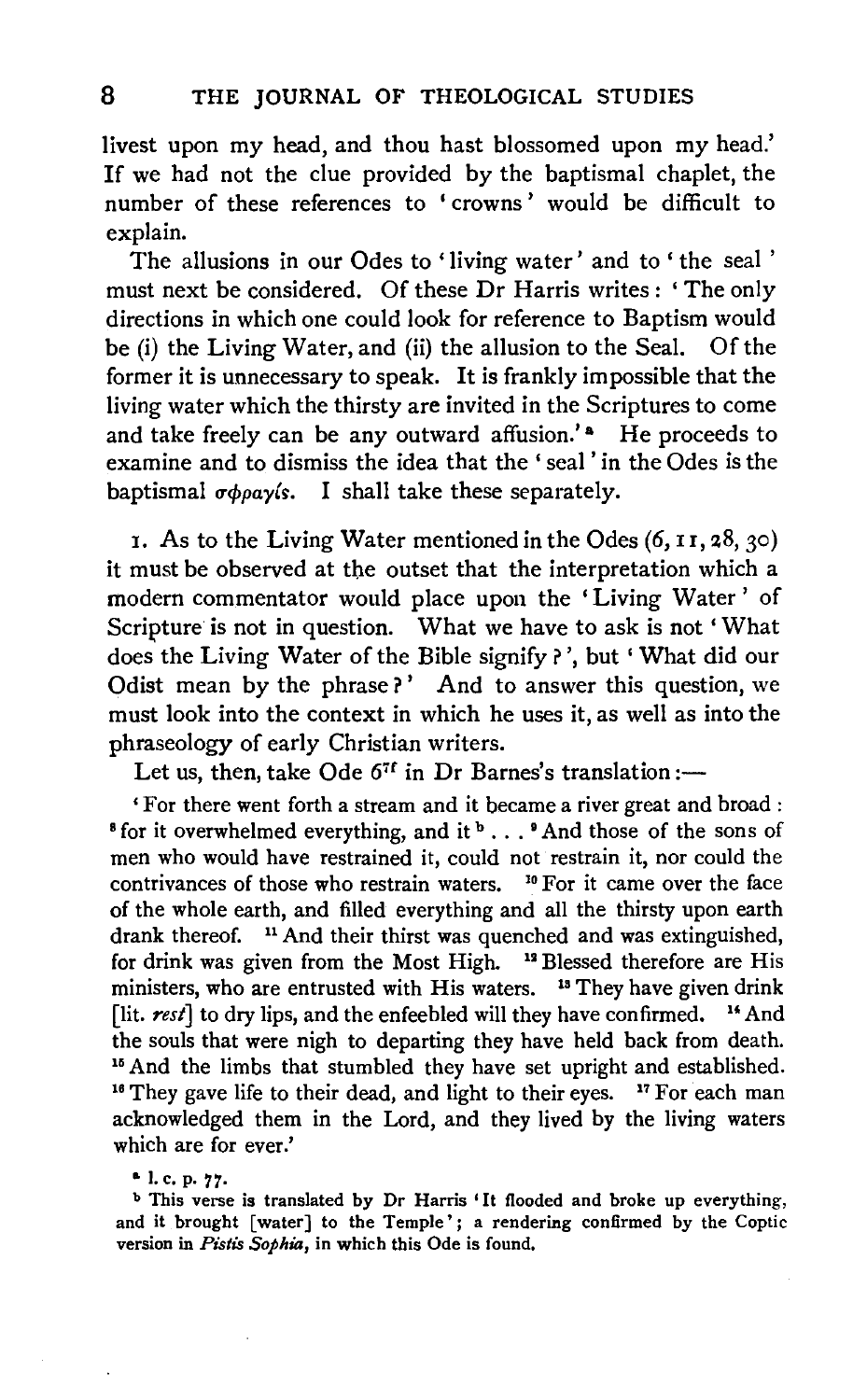livest upon my head, and thou hast blossomed upon my head.' If we had not the clue provided by the baptismal chaplet, the number of these references to 'crowns' would be difficult to explain.

The allusions in our Odes to 'living water' and to 'the seal' must next be considered. Of these Dr Harris writes: 'The only directions in which one could look for reference to Baptism would be (i) the Living Water, and (ii) the allusion to the Seal. Of the former it is unnecessary to speak. It is frankly impossible that the living water which the thirsty are invited in the Scriptures to come and take freely can be any outward affusion.'[a] He proceeds to examine and to dismiss the idea that the 'seal' in the Odes is the baptismal σφραγίς. I shall take these separately.

1. As to the Living Water mentioned in the Odes (6, 11, 28, 30) it must be observed at the outset that the interpretation which a modern commentator would place upon the 'Living Water' of Scripture is not in question. What we have to ask is not 'What does the Living Water of the Bible signify?', but 'What did our Odist mean by the phrase?' And to answer this question, we must look into the context in which he uses it, as well as into the phraseology of early Christian writers.

Let us, then, take Ode 6[7 f] in Dr Barnes's translation:—

> 'For there went forth a stream and it became a river great and broad: [8] for it overwhelmed everything, and it[b] . . . [9] And those of the sons of men who would have restrained it, could not restrain it, nor could the contrivances of those who restrain waters. [10] For it came over the face of the whole earth, and filled everything and all the thirsty upon earth drank thereof. [11] And their thirst was quenched and was extinguished, for drink was given from the Most High. [12] Blessed therefore are His ministers, who are entrusted with His waters. [13] They have given drink [lit. *rest*] to dry lips, and the enfeebled will they have confirmed. [14] And the souls that were nigh to departing they have held back from death. [15] And the limbs that stumbled they have set upright and established. [16] They gave life to their dead, and light to their eyes. [17] For each man acknowledged them in the Lord, and they lived by the living waters which are for ever.'

[a] l. c. p. 77.

[b] This verse is translated by Dr Harris 'It flooded and broke up everything, and it brought [water] to the Temple'; a rendering confirmed by the Coptic version in *Pistis Sophia*, in which this Ode is found.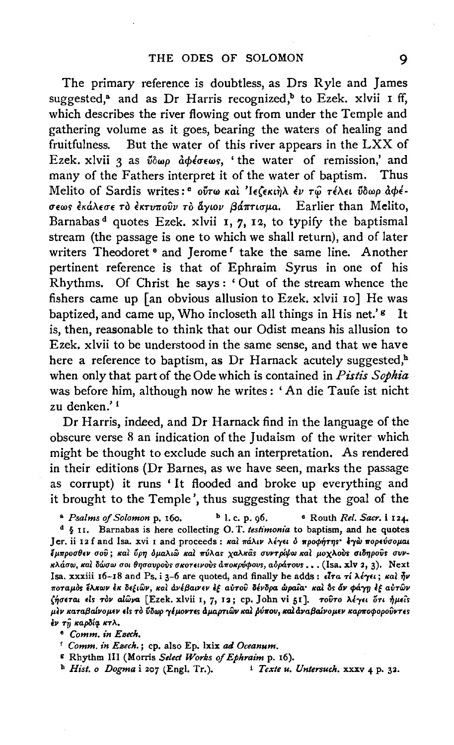The primary reference is doubtless, as Drs Ryle and James suggested,[a] and as Dr Harris recognized,[b] to Ezek. xlvii 1 ff, which describes the river flowing out from under the Temple and gathering volume as it goes, bearing the waters of healing and fruitfulness. But the water of this river appears in the LXX of Ezek. xlvii 3 as ὕδωρ ἀφέσεως, 'the water of remission,' and many of the Fathers interpret it of the water of baptism. Thus Melito of Sardis writes:[c] οὕτω καὶ Ἰεζεκιὴλ ἐν τῷ τέλει ὕδωρ ἀφέσεως ἐκάλεσε τὸ ἐκτυποῦν τὸ ἅγιον βάπτισμα. Earlier than Melito, Barnabas[d] quotes Ezek. xlvii 1, 7, 12, to typify the baptismal stream (the passage is one to which we shall return), and of later writers Theodoret[e] and Jerome[f] take the same line. Another pertinent reference is that of Ephraim Syrus in one of his Rhythms. Of Christ he says: 'Out of the stream whence the fishers came up [an obvious allusion to Ezek. xlvii 10] He was baptized, and came up, Who incloseth all things in His net.'[g] It is, then, reasonable to think that our Odist means his allusion to Ezek. xlvii to be understood in the same sense, and that we have here a reference to baptism, as Dr Harnack acutely suggested,[h] when only that part of the Ode which is contained in *Pistis Sophia* was before him, although now he writes: 'An die Taufe ist nicht zu denken.'[i]

Dr Harris, indeed, and Dr Harnack find in the language of the obscure verse 8 an indication of the Judaism of the writer which might be thought to exclude such an interpretation. As rendered in their editions (Dr Barnes, as we have seen, marks the passage as corrupt) it runs 'It flooded and broke up everything and it brought to the Temple', thus suggesting that the goal of the

[a] *Psalms of Solomon* p. 160. [b] l. c. p. 96. [c] Routh *Rel. Sacr.* i 124.

[d] § 11. Barnabas is here collecting O. T. *testimonia* to baptism, and he quotes Jer. ii 12 f and Isa. xvi 1 and proceeds: καὶ πάλιν λέγει ὁ προφήτης· ἐγὼ πορεύσομαι ἔμπροσθέν σου; καὶ ὄρη ὁμαλιῶ καὶ πύλας χαλκᾶς συντρίψω καὶ μοχλοὺς σιδηροῦς συνκλάσω, καὶ δώσω σοι θησαυροὺς σκοτεινοὺς ἀποκρύφους, ἀοράτους . . . (Isa. xlv 2, 3). Next Isa. xxxiii 16–18 and Ps. i 3–6 are quoted, and finally he adds: εἶτα τί λέγει; καὶ ἦν ποταμὸς ἕλκων ἐκ δεξιῶν, καὶ ἀνέβαινεν ἐξ αὐτοῦ δένδρα ὡραῖα· καὶ ὃς ἂν φάγῃ ἐξ αὐτῶν ζήσεται εἰς τὸν αἰῶνα [Ezek. xlvii 1, 7, 12; cp. John vi 51]. τοῦτο λέγει ὅτι ἡμεῖς μὲν καταβαίνομεν εἰς τὸ ὕδωρ γέμοντες ἁμαρτιῶν καὶ ῥύπου, καὶ ἀναβαίνομεν καρποφοροῦντες ἐν τῇ καρδίᾳ κτλ.

[e] *Comm. in Ezech.*

[f] *Comm. in Ezech.*; cp. also Ep. lxix *ad Oceanum*.

[g] Rhythm III (Morris *Select Works of Ephraim* p. 16).

[h] *Hist. o Dogma* i 207 (Engl. Tr.). [i] *Texte u. Untersuch.* xxxv 4 p. 32.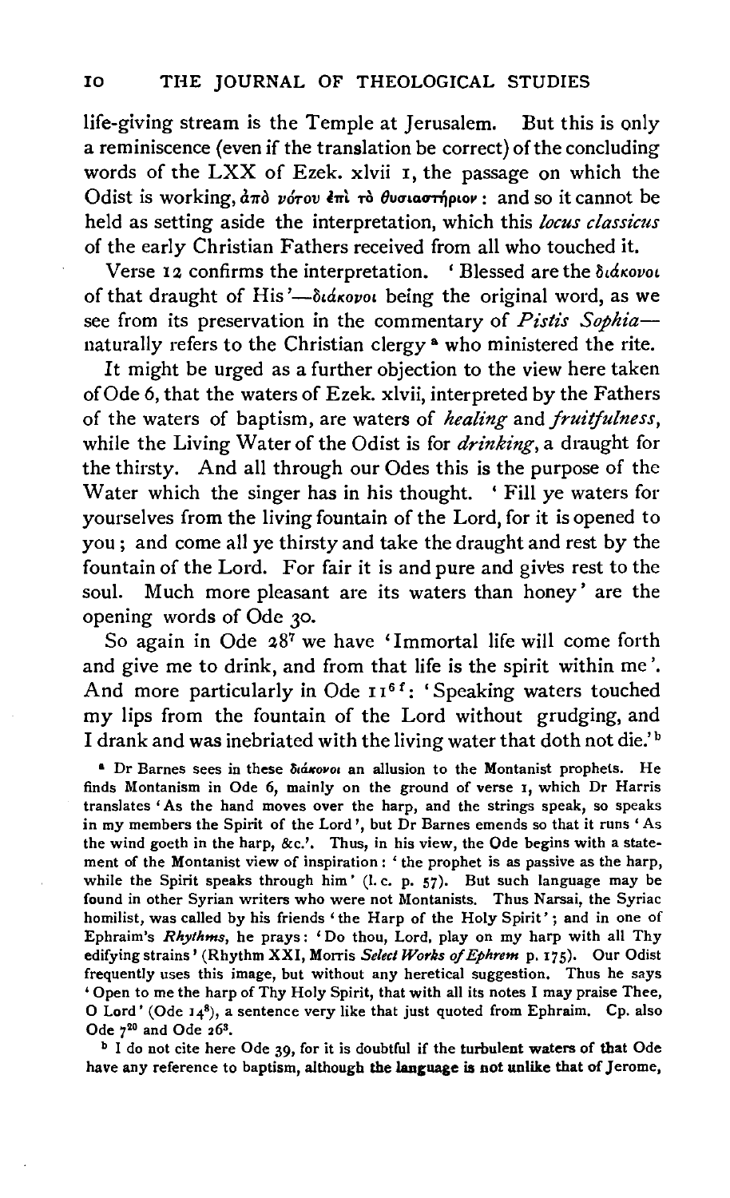life-giving stream is the Temple at Jerusalem. But this is only a reminiscence (even if the translation be correct) of the concluding words of the LXX of Ezek. xlvii 1, the passage on which the Odist is working, ἀπὸ νότου ἐπὶ τὸ θυσιαστήριον: and so it cannot be held as setting aside the interpretation, which this *locus classicus* of the early Christian Fathers received from all who touched it.

Verse 12 confirms the interpretation. 'Blessed are the διάκονοι of that draught of His'—διάκονοι being the original word, as we see from its preservation in the commentary of *Pistis Sophia*—naturally refers to the Christian clergy [a] who ministered the rite.

It might be urged as a further objection to the view here taken of Ode 6, that the waters of Ezek. xlvii, interpreted by the Fathers of the waters of baptism, are waters of *healing* and *fruitfulness*, while the Living Water of the Odist is for *drinking*, a draught for the thirsty. And all through our Odes this is the purpose of the Water which the singer has in his thought. 'Fill ye waters for yourselves from the living fountain of the Lord, for it is opened to you; and come all ye thirsty and take the draught and rest by the fountain of the Lord. For fair it is and pure and gives rest to the soul. Much more pleasant are its waters than honey' are the opening words of Ode 30.

So again in Ode 28[7] we have 'Immortal life will come forth and give me to drink, and from that life is the spirit within me'. And more particularly in Ode 11[6 f]: 'Speaking waters touched my lips from the fountain of the Lord without grudging, and I drank and was inebriated with the living water that doth not die.' [b]

[a] Dr Barnes sees in these διάκονοι an allusion to the Montanist prophets. He finds Montanism in Ode 6, mainly on the ground of verse 1, which Dr Harris translates 'As the hand moves over the harp, and the strings speak, so speaks in my members the Spirit of the Lord', but Dr Barnes emends so that it runs 'As the wind goeth in the harp, &c.'. Thus, in his view, the Ode begins with a statement of the Montanist view of inspiration: 'the prophet is as passive as the harp, while the Spirit speaks through him' (l. c. p. 57). But such language may be found in other Syrian writers who were not Montanists. Thus Narsai, the Syriac homilist, was called by his friends 'the Harp of the Holy Spirit'; and in one of Ephraim's *Rhythms*, he prays: 'Do thou, Lord, play on my harp with all Thy edifying strains' (Rhythm XXI, Morris *Select Works of Ephrem* p. 175). Our Odist frequently uses this image, but without any heretical suggestion. Thus he says 'Open to me the harp of Thy Holy Spirit, that with all its notes I may praise Thee, O Lord' (Ode 14[8]), a sentence very like that just quoted from Ephraim. Cp. also Ode 7[20] and Ode 26[3].

[b] I do not cite here Ode 39, for it is doubtful if the turbulent waters of that Ode have any reference to baptism, although the language is not unlike that of Jerome,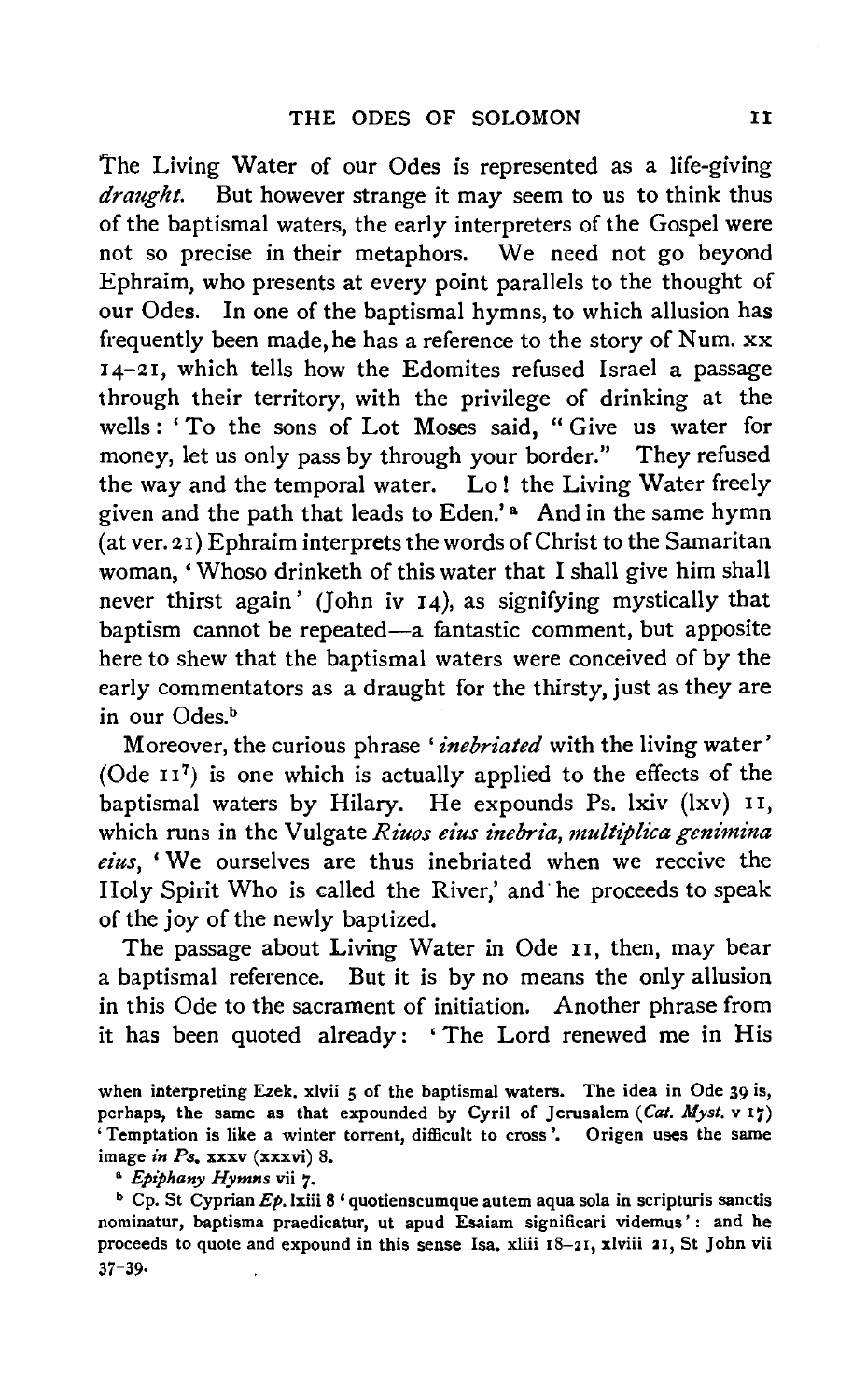The Living Water of our Odes is represented as a life-giving *draught*. But however strange it may seem to us to think thus of the baptismal waters, the early interpreters of the Gospel were not so precise in their metaphors. We need not go beyond Ephraim, who presents at every point parallels to the thought of our Odes. In one of the baptismal hymns, to which allusion has frequently been made, he has a reference to the story of Num. xx 14–21, which tells how the Edomites refused Israel a passage through their territory, with the privilege of drinking at the wells: 'To the sons of Lot Moses said, "Give us water for money, let us only pass by through your border." They refused the way and the temporal water. Lo! the Living Water freely given and the path that leads to Eden.'[a] And in the same hymn (at ver. 21) Ephraim interprets the words of Christ to the Samaritan woman, 'Whoso drinketh of this water that I shall give him shall never thirst again' (John iv 14), as signifying mystically that baptism cannot be repeated—a fantastic comment, but apposite here to shew that the baptismal waters were conceived of by the early commentators as a draught for the thirsty, just as they are in our Odes.[b]

Moreover, the curious phrase '*inebriated* with the living water' (Ode 11[7]) is one which is actually applied to the effects of the baptismal waters by Hilary. He expounds Ps. lxiv (lxv) 11, which runs in the Vulgate *Riuos eius inebria, multiplica genimina eius*, 'We ourselves are thus inebriated when we receive the Holy Spirit Who is called the River,' and he proceeds to speak of the joy of the newly baptized.

The passage about Living Water in Ode 11, then, may bear a baptismal reference. But it is by no means the only allusion in this Ode to the sacrament of initiation. Another phrase from it has been quoted already: 'The Lord renewed me in His

when interpreting Ezek. xlvii 5 of the baptismal waters. The idea in Ode 39 is, perhaps, the same as that expounded by Cyril of Jerusalem (*Cat. Myst.* v 17) 'Temptation is like a winter torrent, difficult to cross'. Origen uses the same image *in Ps.* xxxv (xxxvi) 8.

[a] *Epiphany Hymns* vii 7.

[b] Cp. St Cyprian *Ep.* lxiii 8 'quotienscumque autem aqua sola in scripturis sanctis nominatur, baptisma praedicatur, ut apud Esaiam significari videmus': and he proceeds to quote and expound in this sense Isa. xliii 18–21, xlviii 21, St John vii 37–39.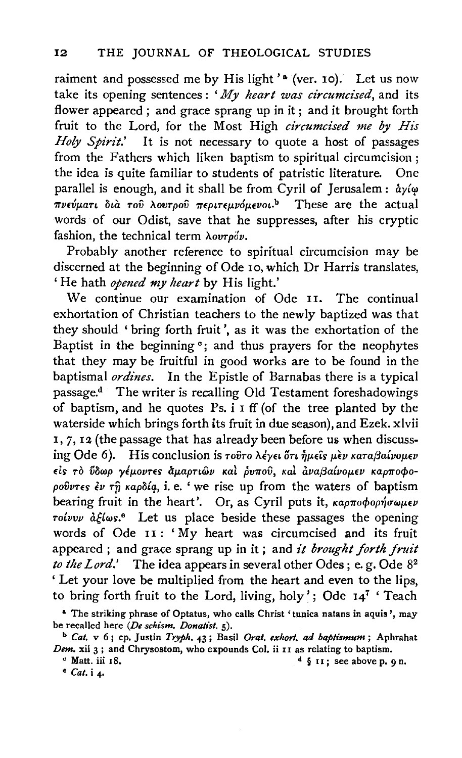raiment and possessed me by His light '[a] (ver. 10). Let us now take its opening sentences: '*My heart was circumcised*, and its flower appeared; and grace sprang up in it; and it brought forth fruit to the Lord, for the Most High *circumcised me by His Holy Spirit*.' It is not necessary to quote a host of passages from the Fathers which liken baptism to spiritual circumcision; the idea is quite familiar to students of patristic literature. One parallel is enough, and it shall be from Cyril of Jerusalem: ἁγίῳ πνεύματι διὰ τοῦ λουτροῦ περιτεμνόμενοι.[b] These are the actual words of our Odist, save that he suppresses, after his cryptic fashion, the technical term λουτρόν.

Probably another reference to spiritual circumcision may be discerned at the beginning of Ode 10, which Dr Harris translates, 'He hath *opened my heart* by His light.'

We continue our examination of Ode 11. The continual exhortation of Christian teachers to the newly baptized was that they should 'bring forth fruit', as it was the exhortation of the Baptist in the beginning[c]; and thus prayers for the neophytes that they may be fruitful in good works are to be found in the baptismal *ordines*. In the Epistle of Barnabas there is a typical passage.[d] The writer is recalling Old Testament foreshadowings of baptism, and he quotes Ps. i 1 ff (of the tree planted by the waterside which brings forth its fruit in due season), and Ezek. xlvii 1, 7, 12 (the passage that has already been before us when discussing Ode 6). His conclusion is τοῦτο λέγει ὅτι ἡμεῖς μὲν καταβαίνομεν εἰς τὸ ὕδωρ γέμοντες ἁμαρτιῶν καὶ ῥυποῦ, καὶ ἀναβαίνομεν καρποφοροῦντες ἐν τῇ καρδίᾳ, i. e. 'we rise up from the waters of baptism bearing fruit in the heart'. Or, as Cyril puts it, καρποφορήσωμεν τοίνυν ἀξίως.[e] Let us place beside these passages the opening words of Ode 11: 'My heart was circumcised and its fruit appeared; and grace sprang up in it; and *it brought forth fruit to the Lord*.' The idea appears in several other Odes; e. g. Ode 8[2] 'Let your love be multiplied from the heart and even to the lips, to bring forth fruit to the Lord, living, holy'; Ode 14[7] 'Teach

[a] The striking phrase of Optatus, who calls Christ 'tunica natans in aquis', may be recalled here (*De schism. Donatist.* 5).

[b] *Cat.* v 6; cp. Justin *Tryph.* 43; Basil *Orat. exhort. ad baptismum*; Aphrahat *Dem.* xii 3; and Chrysostom, who expounds Col. ii 11 as relating to baptism.

[c] Matt. iii 18.

[d] § 11; see above p. 9 n.

[e] *Cat.* i 4.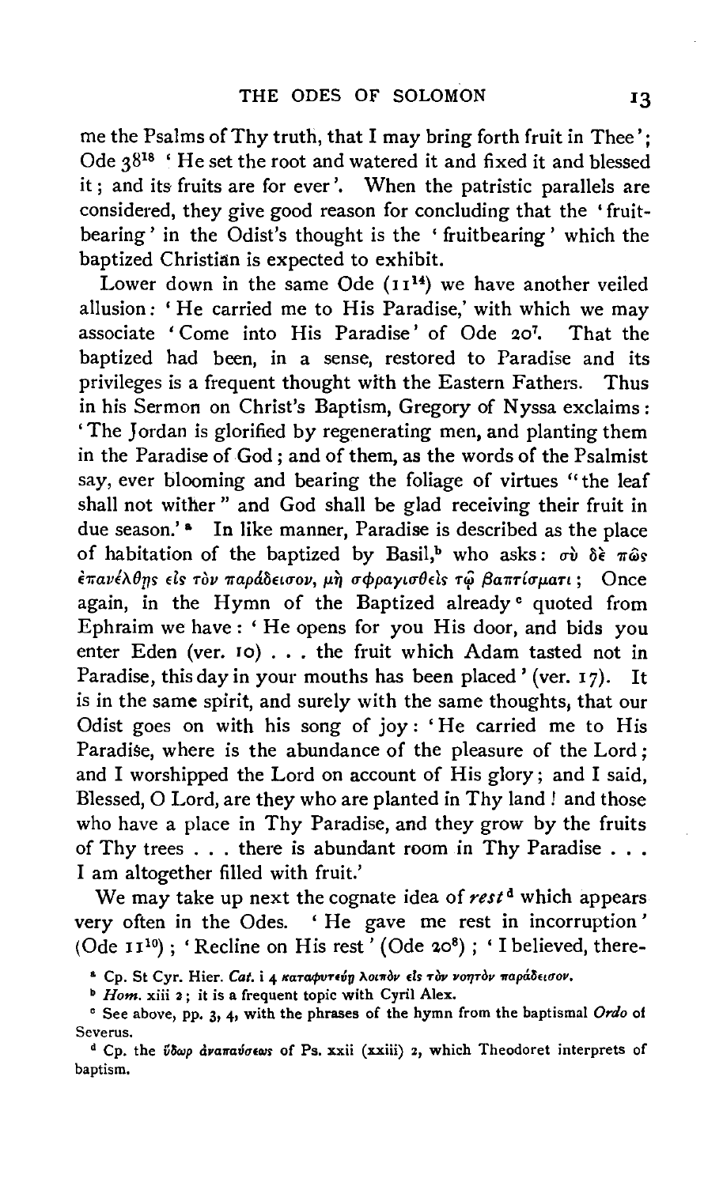me the Psalms of Thy truth, that I may bring forth fruit in Thee'; Ode 38[18] 'He set the root and watered it and fixed it and blessed it; and its fruits are for ever'. When the patristic parallels are considered, they give good reason for concluding that the 'fruitbearing' in the Odist's thought is the 'fruitbearing' which the baptized Christian is expected to exhibit.

Lower down in the same Ode (11[14]) we have another veiled allusion: 'He carried me to His Paradise,' with which we may associate 'Come into His Paradise' of Ode 20[7]. That the baptized had been, in a sense, restored to Paradise and its privileges is a frequent thought with the Eastern Fathers. Thus in his Sermon on Christ's Baptism, Gregory of Nyssa exclaims: 'The Jordan is glorified by regenerating men, and planting them in the Paradise of God; and of them, as the words of the Psalmist say, ever blooming and bearing the foliage of virtues "the leaf shall not wither" and God shall be glad receiving their fruit in due season.'[a] In like manner, Paradise is described as the place of habitation of the baptized by Basil,[b] who asks: σὺ δὲ πῶς ἐπανέλθῃς εἰς τὸν παράδεισον, μὴ σφραγισθεὶς τῷ βαπτίσματι; Once again, in the Hymn of the Baptized already[c] quoted from Ephraim we have: 'He opens for you His door, and bids you enter Eden (ver. 10) . . . the fruit which Adam tasted not in Paradise, this day in your mouths has been placed' (ver. 17). It is in the same spirit, and surely with the same thoughts, that our Odist goes on with his song of joy: 'He carried me to His Paradise, where is the abundance of the pleasure of the Lord; and I worshipped the Lord on account of His glory; and I said, Blessed, O Lord, are they who are planted in Thy land! and those who have a place in Thy Paradise, and they grow by the fruits of Thy trees . . . there is abundant room in Thy Paradise . . . I am altogether filled with fruit.'

We may take up next the cognate idea of *rest*[d] which appears very often in the Odes. 'He gave me rest in incorruption' (Ode 11[10]); 'Recline on His rest' (Ode 20[8]); 'I believed, there-

[a] Cp. St Cyr. Hier. *Cat.* i 4 καταφυτεύῃ λοιπὸν εἰς τὸν νοητὸν παράδεισον.

[b] *Hom.* xiii 2; it is a frequent topic with Cyril Alex.

[c] See above, pp. 3, 4, with the phrases of the hymn from the baptismal *Ordo* of Severus.

[d] Cp. the ὕδωρ ἀναπαύσεως of Ps. xxii (xxiii) 2, which Theodoret interprets of baptism.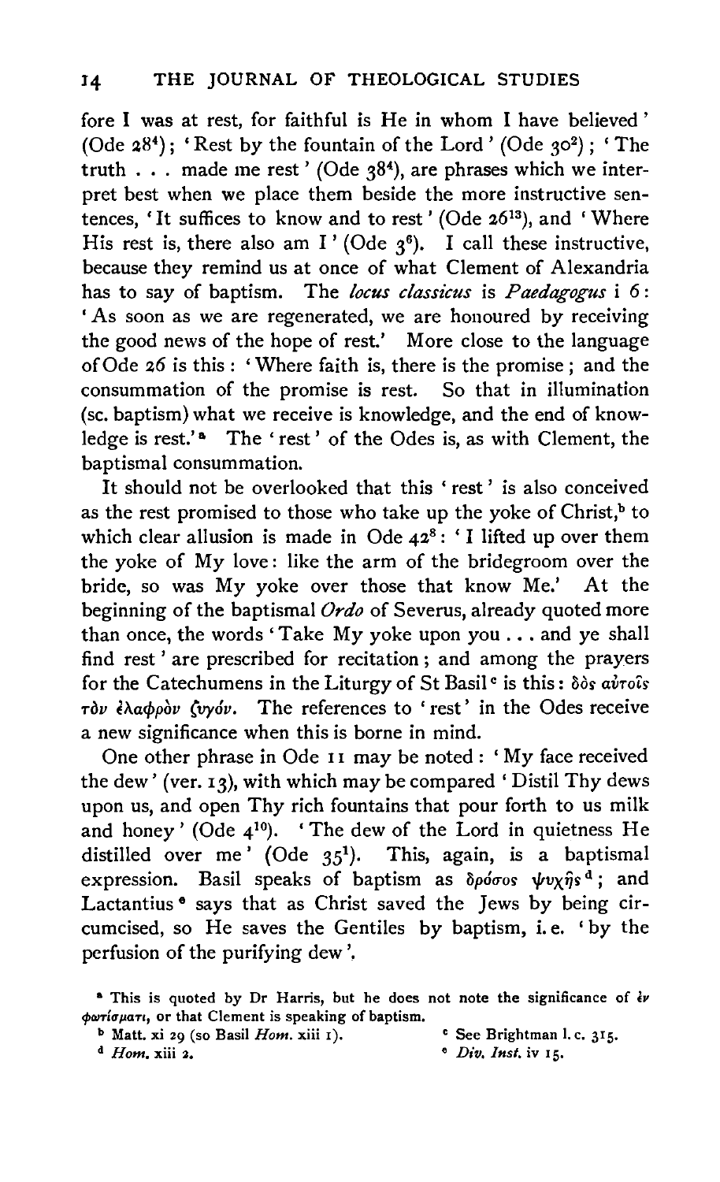fore I was at rest, for faithful is He in whom I have believed' (Ode 28⁴); 'Rest by the fountain of the Lord' (Ode 30²); 'The truth . . . made me rest' (Ode 38⁴), are phrases which we interpret best when we place them beside the more instructive sentences, 'It suffices to know and to rest' (Ode 26¹³), and 'Where His rest is, there also am I' (Ode 3⁶). I call these instructive, because they remind us at once of what Clement of Alexandria has to say of baptism. The *locus classicus* is *Paedagogus* i 6: 'As soon as we are regenerated, we are honoured by receiving the good news of the hope of rest.' More close to the language of Ode 26 is this: 'Where faith is, there is the promise; and the consummation of the promise is rest. So that in illumination (sc. baptism) what we receive is knowledge, and the end of knowledge is rest.'[a] The 'rest' of the Odes is, as with Clement, the baptismal consummation.

It should not be overlooked that this 'rest' is also conceived as the rest promised to those who take up the yoke of Christ,[b] to which clear allusion is made in Ode 42⁸: 'I lifted up over them the yoke of My love: like the arm of the bridegroom over the bride, so was My yoke over those that know Me.' At the beginning of the baptismal *Ordo* of Severus, already quoted more than once, the words 'Take My yoke upon you . . . and ye shall find rest' are prescribed for recitation; and among the prayers for the Catechumens in the Liturgy of St Basil[c] is this: δὸς αὐτοῖς τὸν ἐλαφρὸν ζυγόν. The references to 'rest' in the Odes receive a new significance when this is borne in mind.

One other phrase in Ode 11 may be noted: 'My face received the dew' (ver. 13), with which may be compared 'Distil Thy dews upon us, and open Thy rich fountains that pour forth to us milk and honey' (Ode 4¹⁰). 'The dew of the Lord in quietness He distilled over me' (Ode 35¹). This, again, is a baptismal expression. Basil speaks of baptism as δρόσος ψυχῆς[d]; and Lactantius[e] says that as Christ saved the Jews by being circumcised, so He saves the Gentiles by baptism, i.e. 'by the perfusion of the purifying dew'.

[a] This is quoted by Dr Harris, but he does not note the significance of ἐν φωτίσματι, or that Clement is speaking of baptism.

[b] Matt. xi 29 (so Basil *Hom.* xiii 1).

[c] See Brightman l. c. 315.

[d] *Hom.* xiii 2.

[e] *Div. Inst.* iv 15.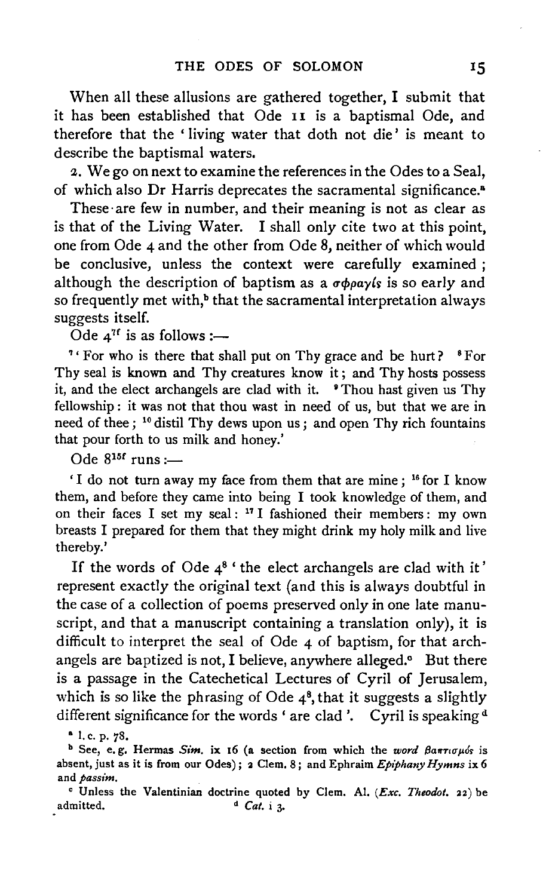When all these allusions are gathered together, I submit that it has been established that Ode 11 is a baptismal Ode, and therefore that the 'living water that doth not die' is meant to describe the baptismal waters.

2. We go on next to examine the references in the Odes to a Seal, of which also Dr Harris deprecates the sacramental significance.[a]

These are few in number, and their meaning is not as clear as is that of the Living Water. I shall only cite two at this point, one from Ode 4 and the other from Ode 8, neither of which would be conclusive, unless the context were carefully examined; although the description of baptism as a σφραγίς is so early and so frequently met with,[b] that the sacramental interpretation always suggests itself.

Ode 4[7f] is as follows:—

[7] 'For who is there that shall put on Thy grace and be hurt? [8] For Thy seal is known and Thy creatures know it; and Thy hosts possess it, and the elect archangels are clad with it. [9] Thou hast given us Thy fellowship: it was not that thou wast in need of us, but that we are in need of thee; [10] distil Thy dews upon us; and open Thy rich fountains that pour forth to us milk and honey.'

Ode 8[15f] runs:—

'I do not turn away my face from them that are mine; [16] for I know them, and before they came into being I took knowledge of them, and on their faces I set my seal: [17] I fashioned their members: my own breasts I prepared for them that they might drink my holy milk and live thereby.'

If the words of Ode 4[8] 'the elect archangels are clad with it' represent exactly the original text (and this is always doubtful in the case of a collection of poems preserved only in one late manuscript, and that a manuscript containing a translation only), it is difficult to interpret the seal of Ode 4 of baptism, for that archangels are baptized is not, I believe, anywhere alleged.[c] But there is a passage in the Catechetical Lectures of Cyril of Jerusalem, which is so like the phrasing of Ode 4[8], that it suggests a slightly different significance for the words 'are clad'. Cyril is speaking[d]

[a] l. c. p. 78.

[b] See, e.g. Hermas *Sim.* ix 16 (a section from which the *word* βαπτισμός is absent, just as it is from our Odes); 2 Clem. 8; and Ephraim *Epiphany Hymns* ix 6 and *passim*.

[c] Unless the Valentinian doctrine quoted by Clem. Al. (*Exc. Theodot.* 22) be admitted.

[d] *Cat.* i 3.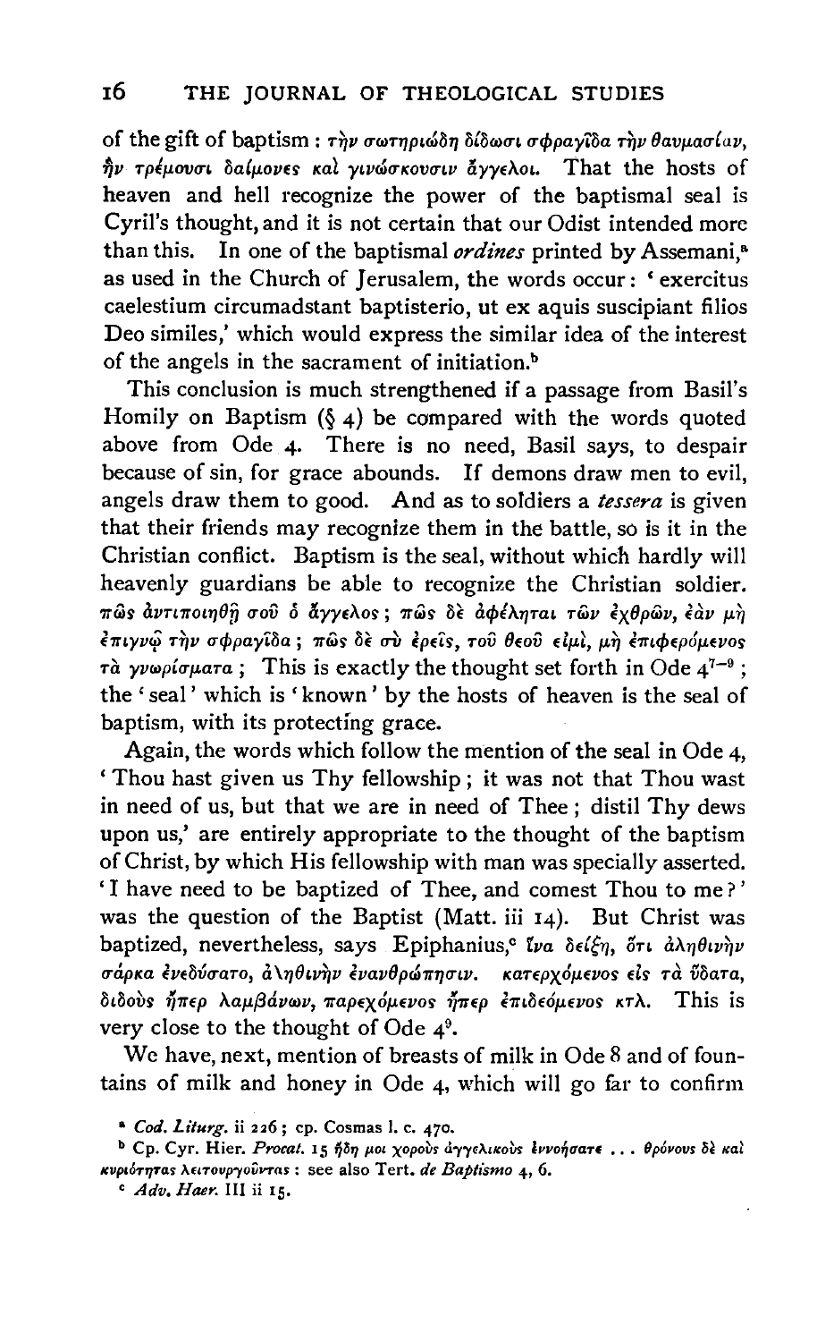of the gift of baptism : τὴν σωτηριώδη δίδωσι σφραγῖδα τὴν θαυμασίαν, ἣν τρέμουσι δαίμονες καὶ γινώσκουσιν ἄγγελοι. That the hosts of heaven and hell recognize the power of the baptismal seal is Cyril's thought, and it is not certain that our Odist intended more than this. In one of the baptismal *ordines* printed by Assemani,[a] as used in the Church of Jerusalem, the words occur: 'exercitus caelestium circumadstant baptisterio, ut ex aquis suscipiant filios Deo similes,' which would express the similar idea of the interest of the angels in the sacrament of initiation.[b]

This conclusion is much strengthened if a passage from Basil's Homily on Baptism (§ 4) be compared with the words quoted above from Ode 4. There is no need, Basil says, to despair because of sin, for grace abounds. If demons draw men to evil, angels draw them to good. And as to soldiers a *tessera* is given that their friends may recognize them in the battle, so is it in the Christian conflict. Baptism is the seal, without which hardly will heavenly guardians be able to recognize the Christian soldier. πῶς ἀντιποιηθῇ σοῦ ὁ ἄγγελος; πῶς δὲ ἀφέληται τῶν ἐχθρῶν, ἐὰν μὴ ἐπιγνῷ τὴν σφραγῖδα; πῶς δὲ σὺ ἐρεῖς, τοῦ θεοῦ εἰμί, μὴ ἐπιφερόμενος τὰ γνωρίσματα; This is exactly the thought set forth in Ode 4[7–9]; the 'seal' which is 'known' by the hosts of heaven is the seal of baptism, with its protecting grace.

Again, the words which follow the mention of the seal in Ode 4, 'Thou hast given us Thy fellowship; it was not that Thou wast in need of us, but that we are in need of Thee; distil Thy dews upon us,' are entirely appropriate to the thought of the baptism of Christ, by which His fellowship with man was specially asserted. 'I have need to be baptized of Thee, and comest Thou to me?' was the question of the Baptist (Matt. iii 14). But Christ was baptized, nevertheless, says Epiphanius,[c] ἵνα δείξῃ, ὅτι ἀληθινὴν σάρκα ἐνεδύσατο, ἀληθινὴν ἐνανθρώπησιν. κατερχόμενος εἰς τὰ ὕδατα, διδοὺς ἤπερ λαμβάνων, παρεχόμενος ἤπερ ἐπιδεόμενος κτλ. This is very close to the thought of Ode 4[9].

We have, next, mention of breasts of milk in Ode 8 and of fountains of milk and honey in Ode 4, which will go far to confirm

[a] *Cod. Liturg.* ii 226; cp. Cosmas l. c. 470.

[b] Cp. Cyr. Hier. *Procat.* 15 ἤδη μοι χοροὺς ἀγγελικοὺς ἐννοήσατε ... θρόνους δὲ καὶ κυριότητας λειτουργοῦντας: see also Tert. *de Baptismo* 4, 6.

[c] *Adv. Haer.* III ii 15.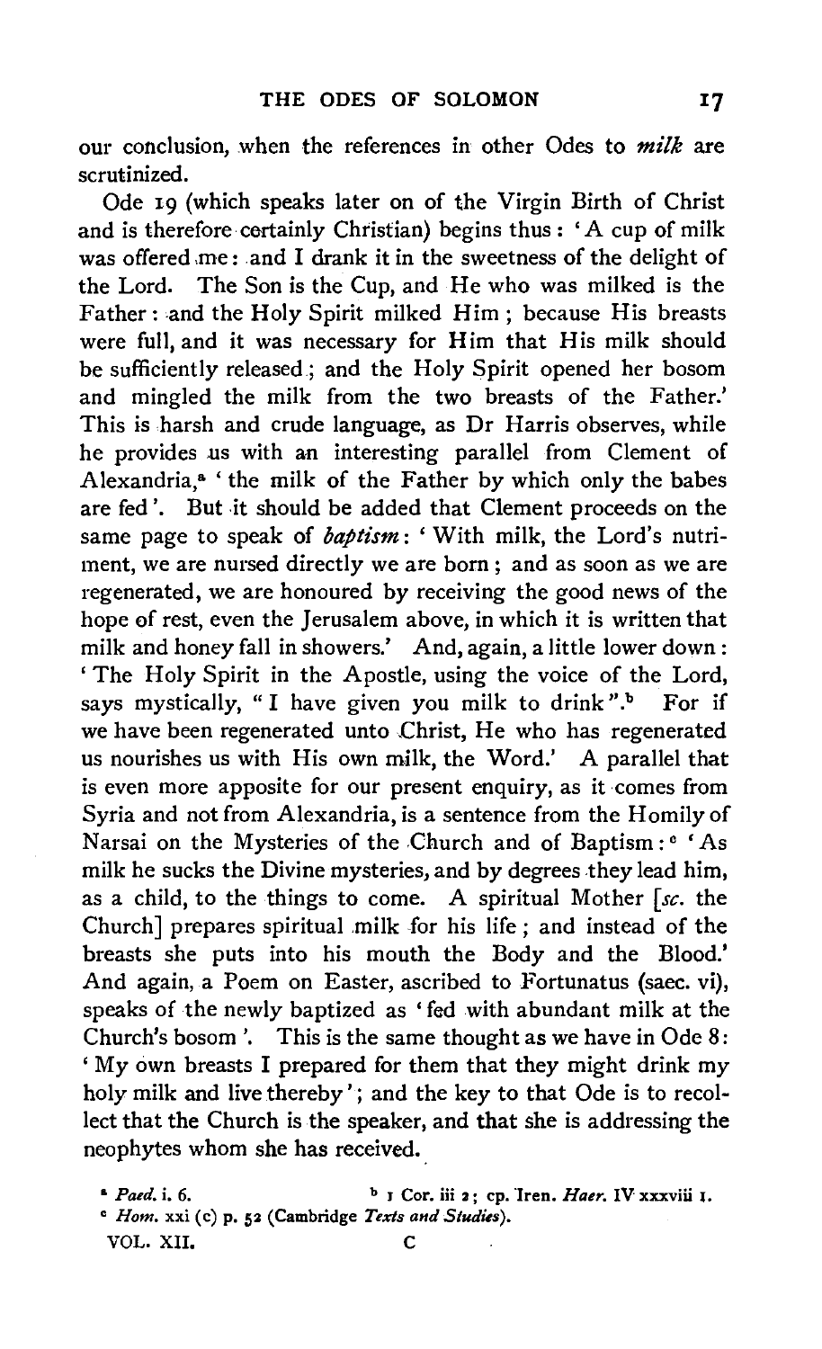our conclusion, when the references in other Odes to *milk* are scrutinized.

Ode 19 (which speaks later on of the Virgin Birth of Christ and is therefore certainly Christian) begins thus: 'A cup of milk was offered me: and I drank it in the sweetness of the delight of the Lord. The Son is the Cup, and He who was milked is the Father: and the Holy Spirit milked Him; because His breasts were full, and it was necessary for Him that His milk should be sufficiently released; and the Holy Spirit opened her bosom and mingled the milk from the two breasts of the Father.' This is harsh and crude language, as Dr Harris observes, while he provides us with an interesting parallel from Clement of Alexandria,[a] 'the milk of the Father by which only the babes are fed'. But it should be added that Clement proceeds on the same page to speak of *baptism*: 'With milk, the Lord's nutriment, we are nursed directly we are born; and as soon as we are regenerated, we are honoured by receiving the good news of the hope of rest, even the Jerusalem above, in which it is written that milk and honey fall in showers.' And, again, a little lower down: 'The Holy Spirit in the Apostle, using the voice of the Lord, says mystically, "I have given you milk to drink".[b] For if we have been regenerated unto Christ, He who has regenerated us nourishes us with His own milk, the Word.' A parallel that is even more apposite for our present enquiry, as it comes from Syria and not from Alexandria, is a sentence from the Homily of Narsai on the Mysteries of the Church and of Baptism:[c] 'As milk he sucks the Divine mysteries, and by degrees they lead him, as a child, to the things to come. A spiritual Mother [*sc.* the Church] prepares spiritual milk for his life; and instead of the breasts she puts into his mouth the Body and the Blood.' And again, a Poem on Easter, ascribed to Fortunatus (saec. vi), speaks of the newly baptized as 'fed with abundant milk at the Church's bosom'. This is the same thought as we have in Ode 8: 'My own breasts I prepared for them that they might drink my holy milk and live thereby'; and the key to that Ode is to recollect that the Church is the speaker, and that she is addressing the neophytes whom she has received.

[a] *Paed.* i. 6.

[b] 1 Cor. iii 2; cp. Iren. *Haer.* IV xxxviii 1.

[c] *Hom.* xxi (c) p. 52 (Cambridge *Texts and Studies*).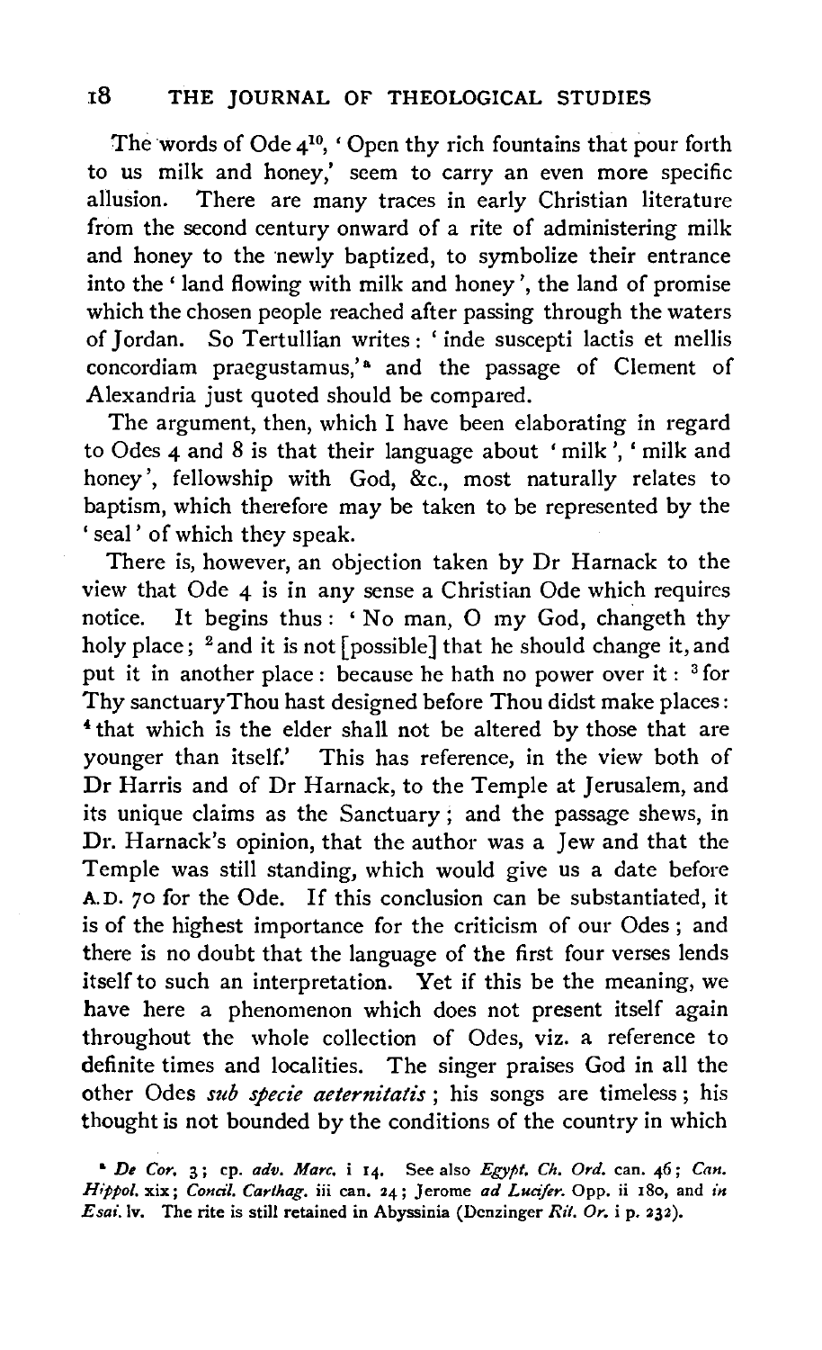The words of Ode 4[10], 'Open thy rich fountains that pour forth to us milk and honey,' seem to carry an even more specific allusion. There are many traces in early Christian literature from the second century onward of a rite of administering milk and honey to the newly baptized, to symbolize their entrance into the 'land flowing with milk and honey', the land of promise which the chosen people reached after passing through the waters of Jordan. So Tertullian writes: 'inde suscepti lactis et mellis concordiam praegustamus,'[a] and the passage of Clement of Alexandria just quoted should be compared.

The argument, then, which I have been elaborating in regard to Odes 4 and 8 is that their language about 'milk', 'milk and honey', fellowship with God, &c., most naturally relates to baptism, which therefore may be taken to be represented by the 'seal' of which they speak.

There is, however, an objection taken by Dr Harnack to the view that Ode 4 is in any sense a Christian Ode which requires notice. It begins thus: 'No man, O my God, changeth thy holy place; [2] and it is not [possible] that he should change it, and put it in another place: because he hath no power over it: [3] for Thy sanctuary Thou hast designed before Thou didst make places: [4] that which is the elder shall not be altered by those that are younger than itself.' This has reference, in the view both of Dr Harris and of Dr Harnack, to the Temple at Jerusalem, and its unique claims as the Sanctuary; and the passage shews, in Dr. Harnack's opinion, that the author was a Jew and that the Temple was still standing, which would give us a date before A.D. 70 for the Ode. If this conclusion can be substantiated, it is of the highest importance for the criticism of our Odes; and there is no doubt that the language of the first four verses lends itself to such an interpretation. Yet if this be the meaning, we have here a phenomenon which does not present itself again throughout the whole collection of Odes, viz. a reference to definite times and localities. The singer praises God in all the other Odes *sub specie aeternitatis*; his songs are timeless; his thought is not bounded by the conditions of the country in which

[a] *De Cor.* 3; cp. *adv. Marc.* i 14. See also *Egypt. Ch. Ord.* can. 46; *Can. Hippol.* xix; *Concil. Carthag.* iii can. 24; Jerome *ad Lucifer.* Opp. ii 180, and *in Esai.* lv. The rite is still retained in Abyssinia (Denzinger *Rit. Or.* i p. 232).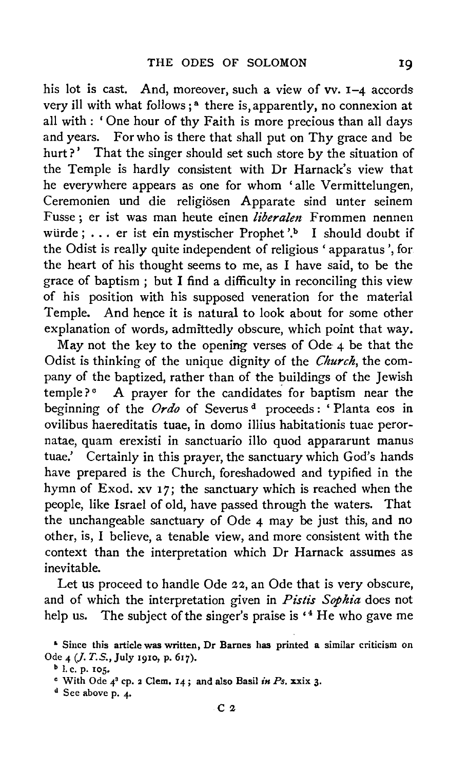his lot is cast. And, moreover, such a view of vv. 1–4 accords very ill with what follows;[a] there is, apparently, no connexion at all with: 'One hour of thy Faith is more precious than all days and years. For who is there that shall put on Thy grace and be hurt?' That the singer should set such store by the situation of the Temple is hardly consistent with Dr Harnack's view that he everywhere appears as one for whom 'alle Vermittelungen, Ceremonien und die religiösen Apparate sind unter seinem Fusse; er ist was man heute einen *liberalen* Frommen nennen würde; . . . er ist ein mystischer Prophet'.[b] I should doubt if the Odist is really quite independent of religious 'apparatus', for the heart of his thought seems to me, as I have said, to be the grace of baptism; but I find a difficulty in reconciling this view of his position with his supposed veneration for the material Temple. And hence it is natural to look about for some other explanation of words, admittedly obscure, which point that way.

May not the key to the opening verses of Ode 4 be that the Odist is thinking of the unique dignity of the *Church*, the company of the baptized, rather than of the buildings of the Jewish temple?[c] A prayer for the candidates for baptism near the beginning of the *Ordo* of Severus[d] proceeds: 'Planta eos in ovilibus haereditatis tuae, in domo illius habitationis tuae perornatae, quam erexisti in sanctuario illo quod appararunt manus tuae.' Certainly in this prayer, the sanctuary which God's hands have prepared is the Church, foreshadowed and typified in the hymn of Exod. xv 17; the sanctuary which is reached when the people, like Israel of old, have passed through the waters. That the unchangeable sanctuary of Ode 4 may be just this, and no other, is, I believe, a tenable view, and more consistent with the context than the interpretation which Dr Harnack assumes as inevitable.

Let us proceed to handle Ode 22, an Ode that is very obscure, and of which the interpretation given in *Pistis Sophia* does not help us. The subject of the singer's praise is '[4] He who gave me

[a] Since this article was written, Dr Barnes has printed a similar criticism on Ode 4 (*J. T. S.*, July 1910, p. 617).

[b] l. c. p. 105.

[c] With Ode 4[3] cp. 2 Clem. 14; and also Basil *in Ps.* xxix 3.

[d] See above p. 4.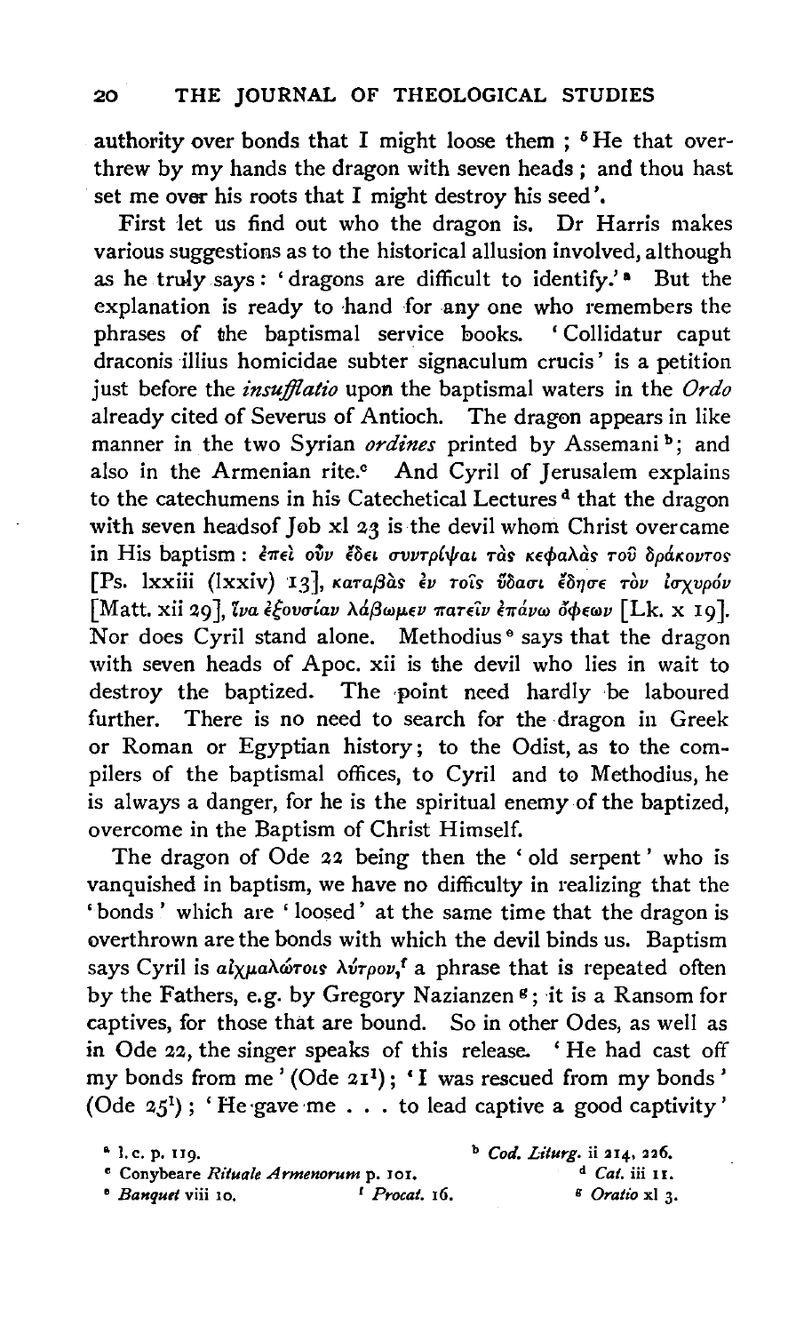authority over bonds that I might loose them ; [6] He that overthrew by my hands the dragon with seven heads ; and thou hast set me over his roots that I might destroy his seed'.

First let us find out who the dragon is. Dr Harris makes various suggestions as to the historical allusion involved, although as he truly says : 'dragons are difficult to identify.'[a] But the explanation is ready to hand for any one who remembers the phrases of the baptismal service books. 'Collidatur caput draconis illius homicidae subter signaculum crucis' is a petition just before the *insufflatio* upon the baptismal waters in the *Ordo* already cited of Severus of Antioch. The dragon appears in like manner in the two Syrian *ordines* printed by Assemani[b]; and also in the Armenian rite.[c] And Cyril of Jerusalem explains to the catechumens in his Catechetical Lectures[d] that the dragon with seven headsof Job xl 23 is the devil whom Christ overcame in His baptism : ἐπεὶ οὖν ἔδει συντρίψαι τὰς κεφαλὰς τοῦ δράκοντος [Ps. lxxiii (lxxiv) 13], καταβὰς ἐν τοῖς ὕδασι ἔδησε τὸν ἰσχυρόν [Matt. xii 29], ἵνα ἐξουσίαν λάβωμεν πατεῖν ἐπάνω ὄφεων [Lk. x 19]. Nor does Cyril stand alone. Methodius[e] says that the dragon with seven heads of Apoc. xii is the devil who lies in wait to destroy the baptized. The point need hardly be laboured further. There is no need to search for the dragon in Greek or Roman or Egyptian history; to the Odist, as to the compilers of the baptismal offices, to Cyril and to Methodius, he is always a danger, for he is the spiritual enemy of the baptized, overcome in the Baptism of Christ Himself.

The dragon of Ode 22 being then the 'old serpent' who is vanquished in baptism, we have no difficulty in realizing that the 'bonds' which are 'loosed' at the same time that the dragon is overthrown are the bonds with which the devil binds us. Baptism says Cyril is αἰχμαλώτοις λύτρον,[f] a phrase that is repeated often by the Fathers, e.g. by Gregory Nazianzen[g]; it is a Ransom for captives, for those that are bound. So in other Odes, as well as in Ode 22, the singer speaks of this release. 'He had cast off my bonds from me' (Ode 21[1]); 'I was rescued from my bonds' (Ode 25[1]); 'He gave me . . . to lead captive a good captivity'

[a] l. c. p. 119.
[b] *Cod. Liturg.* ii 214, 226.
[c] Conybeare *Rituale Armenorum* p. 101.
[d] *Cat.* iii 11.
[e] *Banquet* viii 10.
[f] *Procat.* 16.
[g] *Oratio* xl 3.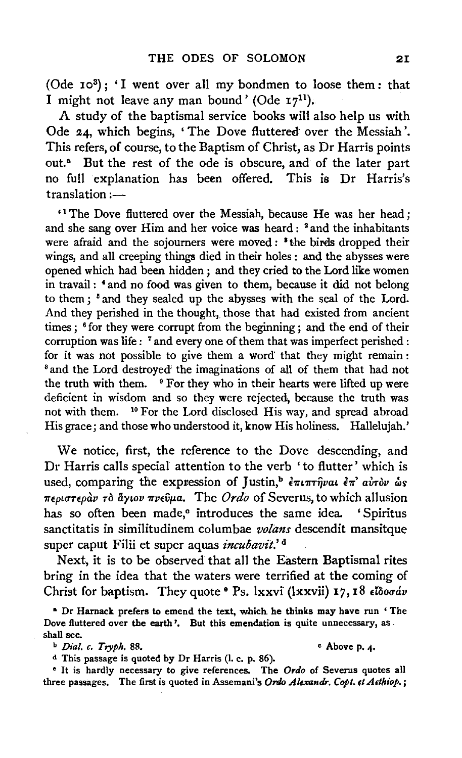(Ode 10[3]); 'I went over all my bondmen to loose them: that I might not leave any man bound' (Ode 17[11]).

A study of the baptismal service books will also help us with Ode 24, which begins, 'The Dove fluttered over the Messiah'. This refers, of course, to the Baptism of Christ, as Dr Harris points out.[a] But the rest of the ode is obscure, and of the later part no full explanation has been offered. This is Dr Harris's translation:—

'[1]The Dove fluttered over the Messiah, because He was her head; and she sang over Him and her voice was heard: [2]and the inhabitants were afraid and the sojourners were moved: [3]the birds dropped their wings, and all creeping things died in their holes: and the abysses were opened which had been hidden; and they cried to the Lord like women in travail: [4]and no food was given to them, because it did not belong to them; [5]and they sealed up the abysses with the seal of the Lord. And they perished in the thought, those that had existed from ancient times; [6]for they were corrupt from the beginning; and the end of their corruption was life: [7]and every one of them that was imperfect perished: for it was not possible to give them a word that they might remain: [8]and the Lord destroyed the imaginations of all of them that had not the truth with them. [9]For they who in their hearts were lifted up were deficient in wisdom and so they were rejected, because the truth was not with them. [10]For the Lord disclosed His way, and spread abroad His grace; and those who understood it, know His holiness. Hallelujah.'

We notice, first, the reference to the Dove descending, and Dr Harris calls special attention to the verb 'to flutter' which is used, comparing the expression of Justin,[b] ἐπιπτῆναι ἐπ' αὐτὸν ὡς περιστερὰν τὸ ἅγιον πνεῦμα. The *Ordo* of Severus, to which allusion has so often been made,[c] introduces the same idea. 'Spiritus sanctitatis in similitudinem columbae *volans* descendit mansitque super caput Filii et super aquas *incubavit*.'[d]

Next, it is to be observed that all the Eastern Baptismal rites bring in the idea that the waters were terrified at the coming of Christ for baptism. They quote[e] Ps. lxxvi (lxxvii) 17, 18 εἴδοσάν

[a] Dr Harnack prefers to emend the text, which he thinks may have run 'The Dove fluttered over the earth'. But this emendation is quite unnecessary, as shall see.

[b] *Dial. c. Tryph.* 88.

[c] Above p. 4.

[d] This passage is quoted by Dr Harris (l. c. p. 86).

[e] It is hardly necessary to give references. The *Ordo* of Severus quotes all three passages. The first is quoted in Assemani's *Ordo Alexandr. Copt. et Aethiop.*;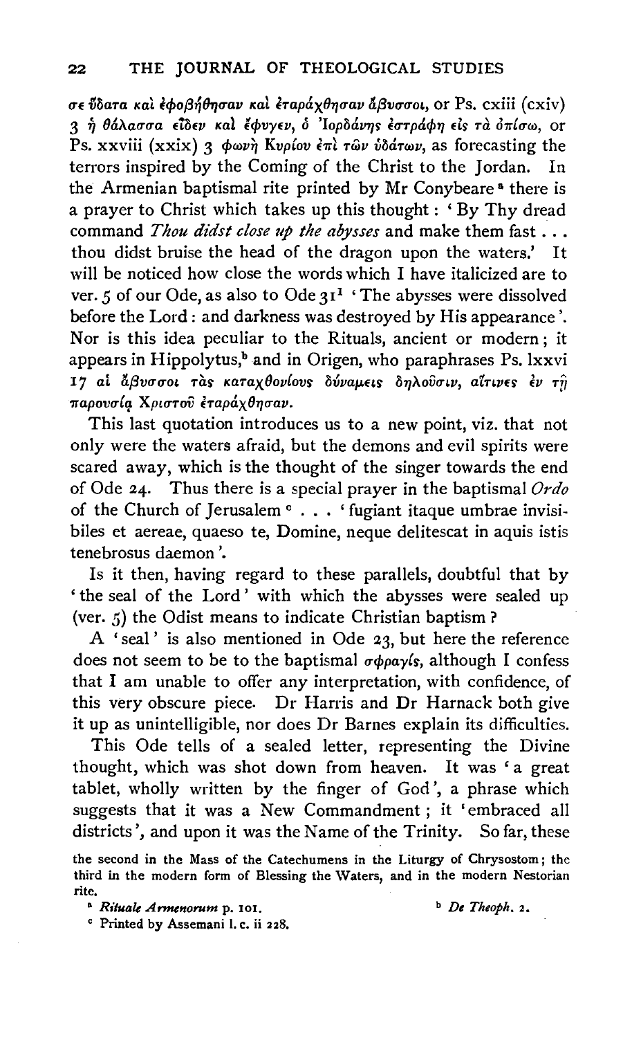σε ὕδατα καὶ ἐφοβήθησαν καὶ ἐταράχθησαν ἄβυσσοι, or Ps. cxiii (cxiv) 3 ἡ θάλασσα εἶδεν καὶ ἔφυγεν, ὁ Ἰορδάνης ἐστράφη εἰς τὰ ὀπίσω, or Ps. xxviii (xxix) 3 φωνὴ Κυρίου ἐπὶ τῶν ὑδάτων, as forecasting the terrors inspired by the Coming of the Christ to the Jordan. In the Armenian baptismal rite printed by Mr Conybeare [a] there is a prayer to Christ which takes up this thought: 'By Thy dread command *Thou didst close up the abysses* and make them fast ... thou didst bruise the head of the dragon upon the waters.' It will be noticed how close the words which I have italicized are to ver. 5 of our Ode, as also to Ode 31[1] 'The abysses were dissolved before the Lord: and darkness was destroyed by His appearance'. Nor is this idea peculiar to the Rituals, ancient or modern; it appears in Hippolytus,[b] and in Origen, who paraphrases Ps. lxxvi 17 αἱ ἄβυσσοι τὰς καταχθονίους δυνάμεις δηλοῦσιν, αἵτινες ἐν τῇ παρουσίᾳ Χριστοῦ ἐταράχθησαν.

This last quotation introduces us to a new point, viz. that not only were the waters afraid, but the demons and evil spirits were scared away, which is the thought of the singer towards the end of Ode 24. Thus there is a special prayer in the baptismal *Ordo* of the Church of Jerusalem [c] . . . 'fugiant itaque umbrae invisibiles et aereae, quaeso te, Domine, neque delitescat in aquis istis tenebrosus daemon'.

Is it then, having regard to these parallels, doubtful that by 'the seal of the Lord' with which the abysses were sealed up (ver. 5) the Odist means to indicate Christian baptism?

A 'seal' is also mentioned in Ode 23, but here the reference does not seem to be to the baptismal σφραγίς, although I confess that I am unable to offer any interpretation, with confidence, of this very obscure piece. Dr Harris and Dr Harnack both give it up as unintelligible, nor does Dr Barnes explain its difficulties.

This Ode tells of a sealed letter, representing the Divine thought, which was shot down from heaven. It was 'a great tablet, wholly written by the finger of God', a phrase which suggests that it was a New Commandment; it 'embraced all districts', and upon it was the Name of the Trinity. So far, these

the second in the Mass of the Catechumens in the Liturgy of Chrysostom; the third in the modern form of Blessing the Waters, and in the modern Nestorian rite.

[a] *Rituale Armenorum* p. 101.

[b] *De Theoph.* 2.

[c] Printed by Assemani l. c. ii 228.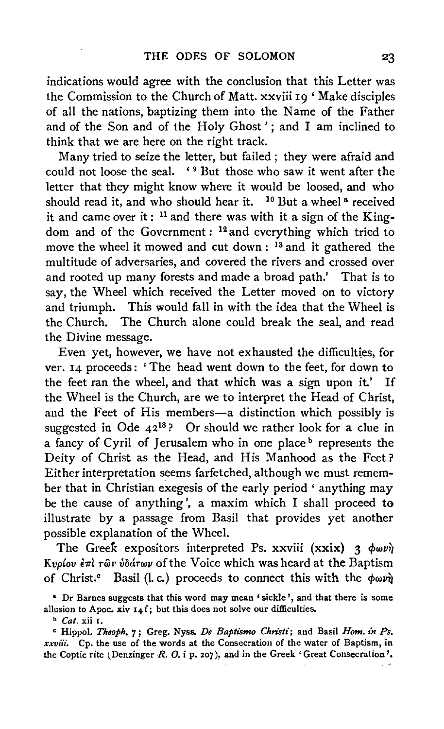indications would agree with the conclusion that this Letter was the Commission to the Church of Matt. xxviii 19 'Make disciples of all the nations, baptizing them into the Name of the Father and of the Son and of the Holy Ghost'; and I am inclined to think that we are here on the right track.

Many tried to seize the letter, but failed; they were afraid and could not loose the seal. '[9] But those who saw it went after the letter that they might know where it would be loosed, and who should read it, and who should hear it. [10] But a wheel[a] received it and came over it: [11] and there was with it a sign of the Kingdom and of the Government: [12] and everything which tried to move the wheel it mowed and cut down: [13] and it gathered the multitude of adversaries, and covered the rivers and crossed over and rooted up many forests and made a broad path.' That is to say, the Wheel which received the Letter moved on to victory and triumph. This would fall in with the idea that the Wheel is the Church. The Church alone could break the seal, and read the Divine message.

Even yet, however, we have not exhausted the difficulties, for ver. 14 proceeds: 'The head went down to the feet, for down to the feet ran the wheel, and that which was a sign upon it.' If the Wheel is the Church, are we to interpret the Head of Christ, and the Feet of His members—a distinction which possibly is suggested in Ode 42[18]? Or should we rather look for a clue in a fancy of Cyril of Jerusalem who in one place[b] represents the Deity of Christ as the Head, and His Manhood as the Feet? Either interpretation seems farfetched, although we must remember that in Christian exegesis of the early period 'anything may be the cause of anything', a maxim which I shall proceed to illustrate by a passage from Basil that provides yet another possible explanation of the Wheel.

The Greek expositors interpreted Ps. xxviii (xxix) 3 φωνὴ Κυρίου ἐπὶ τῶν ὑδάτων of the Voice which was heard at the Baptism of Christ.[c] Basil (l. c.) proceeds to connect this with the φωνὴ

[a] Dr Barnes suggests that this word may mean 'sickle', and that there is some allusion to Apoc. xiv 14 f; but this does not solve our difficulties.

[b] *Cat.* xii 1.

[c] Hippol. *Theoph.* 7; Greg. Nyss. *De Baptismo Christi*; and Basil *Hom. in Ps. xxviii.* Cp. the use of the words at the Consecration of the water of Baptism, in the Coptic rite (Denzinger *R. O.* i p. 207), and in the Greek 'Great Consecration'.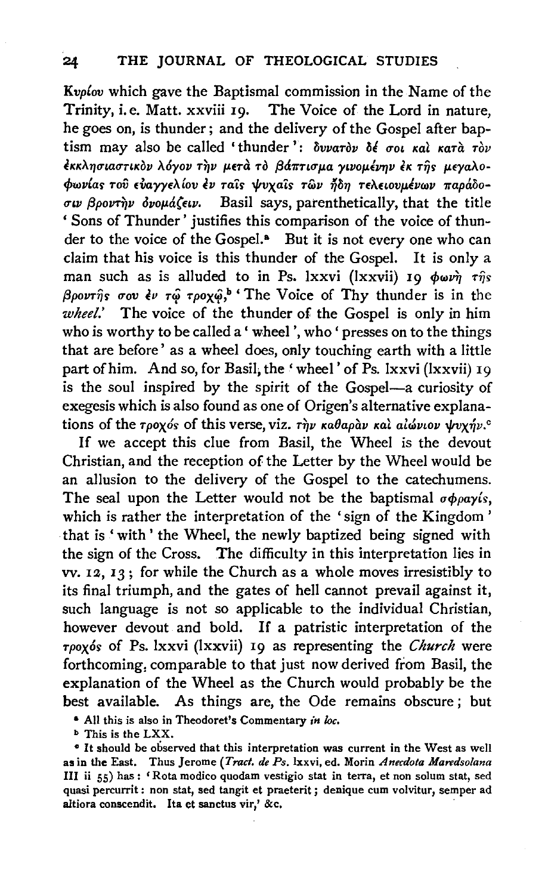Κυρίου which gave the Baptismal commission in the Name of the Trinity, i.e. Matt. xxviii 19. The Voice of the Lord in nature, he goes on, is thunder; and the delivery of the Gospel after baptism may also be called 'thunder': δυνατὸν δέ σοι καὶ κατὰ τὸν ἐκκλησιαστικὸν λόγον τὴν μετὰ τὸ βάπτισμα γινομένην ἐκ τῆς μεγαλοφωνίας τοῦ εὐαγγελίου ἐν ταῖς ψυχαῖς τῶν ἤδη τελειουμένων παράδοσιν βροντὴν ὀνομάζειν. Basil says, parenthetically, that the title 'Sons of Thunder' justifies this comparison of the voice of thunder to the voice of the Gospel.[a] But it is not every one who can claim that his voice is this thunder of the Gospel. It is only a man such as is alluded to in Ps. lxxvi (lxxvii) 19 φωνὴ τῆς βροντῆς σου ἐν τῷ τροχῷ,[b] 'The Voice of Thy thunder is in the *wheel*.' The voice of the thunder of the Gospel is only in him who is worthy to be called a 'wheel', who 'presses on to the things that are before' as a wheel does, only touching earth with a little part of him. And so, for Basil, the 'wheel' of Ps. lxxvi (lxxvii) 19 is the soul inspired by the spirit of the Gospel—a curiosity of exegesis which is also found as one of Origen's alternative explanations of the τροχός of this verse, viz. τὴν καθαρὰν καὶ αἰώνιον ψυχήν.[c]

If we accept this clue from Basil, the Wheel is the devout Christian, and the reception of the Letter by the Wheel would be an allusion to the delivery of the Gospel to the catechumens. The seal upon the Letter would not be the baptismal σφραγίς, which is rather the interpretation of the 'sign of the Kingdom' that is 'with' the Wheel, the newly baptized being signed with the sign of the Cross. The difficulty in this interpretation lies in vv. 12, 13; for while the Church as a whole moves irresistibly to its final triumph, and the gates of hell cannot prevail against it, such language is not so applicable to the individual Christian, however devout and bold. If a patristic interpretation of the τροχός of Ps. lxxvi (lxxvii) 19 as representing the *Church* were forthcoming, comparable to that just now derived from Basil, the explanation of the Wheel as the Church would probably be the best available. As things are, the Ode remains obscure; but

[a] All this is also in Theodoret's Commentary *in loc.*

[b] This is the LXX.

[c] It should be observed that this interpretation was current in the West as well as in the East. Thus Jerome (*Tract. de Ps.* lxxvi, ed. Morin *Anecdota Maredsolana* III ii 55) has: 'Rota modico quodam vestigio stat in terra, et non solum stat, sed quasi percurrit: non stat, sed tangit et praeterit; denique cum volvitur, semper ad altiora conscendit. Ita et sanctus vir,' &c.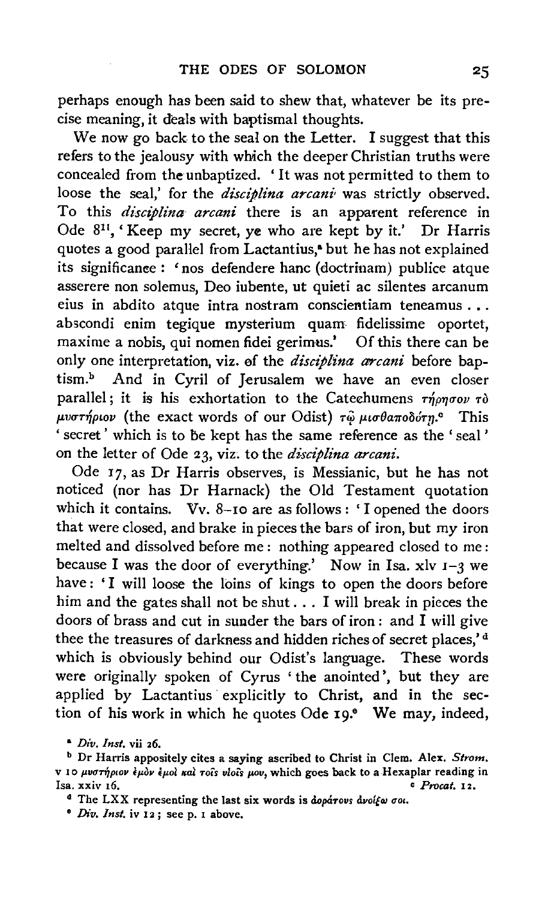perhaps enough has been said to shew that, whatever be its precise meaning, it deals with baptismal thoughts.

We now go back to the seal on the Letter. I suggest that this refers to the jealousy with which the deeper Christian truths were concealed from the unbaptized. 'It was not permitted to them to loose the seal,' for the *disciplina arcani* was strictly observed. To this *disciplina arcani* there is an apparent reference in Ode 8[11], 'Keep my secret, ye who are kept by it.' Dr Harris quotes a good parallel from Lactantius,[a] but he has not explained its significance: 'nos defendere hanc (doctrinam) publice atque asserere non solemus, Deo iubente, ut quieti ac silentes arcanum eius in abdito atque intra nostram conscientiam teneamus . . . abscondi enim tegique mysterium quam fidelissime oportet, maxime a nobis, qui nomen fidei gerimus.' Of this there can be only one interpretation, viz. of the *disciplina arcani* before baptism.[b] And in Cyril of Jerusalem we have an even closer parallel; it is his exhortation to the Catechumens τήρησον τὸ μυστήριον (the exact words of our Odist) τῷ μισθαποδότῃ.[c] This 'secret' which is to be kept has the same reference as the 'seal' on the letter of Ode 23, viz. to the *disciplina arcani*.

Ode 17, as Dr Harris observes, is Messianic, but he has not noticed (nor has Dr Harnack) the Old Testament quotation which it contains. Vv. 8–10 are as follows: 'I opened the doors that were closed, and brake in pieces the bars of iron, but my iron melted and dissolved before me: nothing appeared closed to me: because I was the door of everything.' Now in Isa. xlv 1–3 we have: 'I will loose the loins of kings to open the doors before him and the gates shall not be shut . . . I will break in pieces the doors of brass and cut in sunder the bars of iron: and I will give thee the treasures of darkness and hidden riches of secret places,'[d] which is obviously behind our Odist's language. These words were originally spoken of Cyrus 'the anointed', but they are applied by Lactantius explicitly to Christ, and in the section of his work in which he quotes Ode 19.[e] We may, indeed,

[a] *Div. Inst.* vii 26.

[b] Dr Harris appositely cites a saying ascribed to Christ in Clem. Alex. *Strom.* v 10 μυστήριον ἐμὸν ἐμοὶ καὶ τοῖς υἱοῖς μου, which goes back to a Hexaplar reading in Isa. xxiv 16.

[c] *Procat.* 12.

[d] The LXX representing the last six words is ἀοράτους ἀνοίξω σοι.

[e] *Div. Inst.* iv 12; see p. 1 above.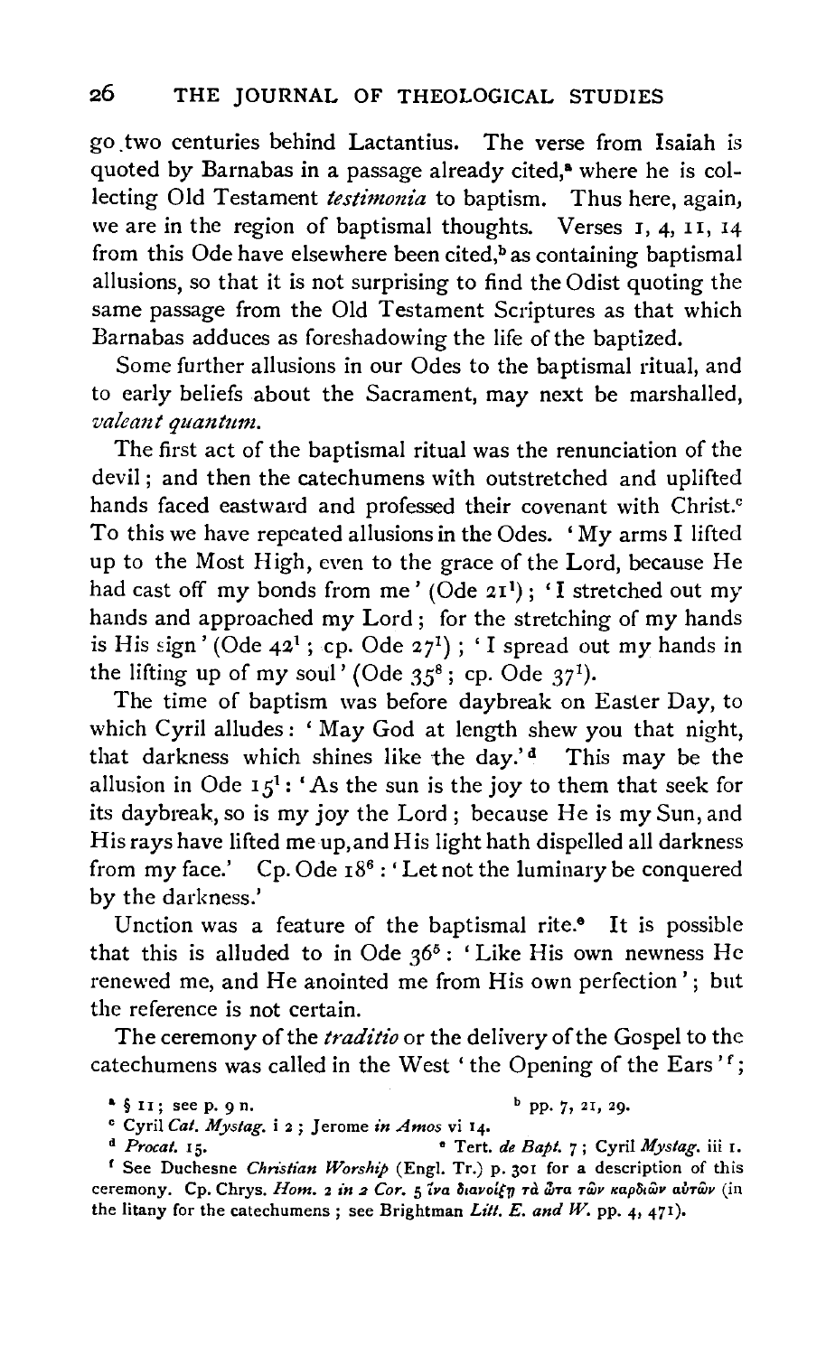go two centuries behind Lactantius. The verse from Isaiah is quoted by Barnabas in a passage already cited,[a] where he is collecting Old Testament *testimonia* to baptism. Thus here, again, we are in the region of baptismal thoughts. Verses 1, 4, 11, 14 from this Ode have elsewhere been cited,[b] as containing baptismal allusions, so that it is not surprising to find the Odist quoting the same passage from the Old Testament Scriptures as that which Barnabas adduces as foreshadowing the life of the baptized.

Some further allusions in our Odes to the baptismal ritual, and to early beliefs about the Sacrament, may next be marshalled, *valeant quantum*.

The first act of the baptismal ritual was the renunciation of the devil; and then the catechumens with outstretched and uplifted hands faced eastward and professed their covenant with Christ.[c] To this we have repeated allusions in the Odes. 'My arms I lifted up to the Most High, even to the grace of the Lord, because He had cast off my bonds from me' (Ode 21[1]); 'I stretched out my hands and approached my Lord; for the stretching of my hands is His sign' (Ode 42[1]; cp. Ode 27[1]); 'I spread out my hands in the lifting up of my soul' (Ode 35[8]; cp. Ode 37[1]).

The time of baptism was before daybreak on Easter Day, to which Cyril alludes: 'May God at length shew you that night, that darkness which shines like the day.'[d] This may be the allusion in Ode 15[1]: 'As the sun is the joy to them that seek for its daybreak, so is my joy the Lord; because He is my Sun, and His rays have lifted me up, and His light hath dispelled all darkness from my face.' Cp. Ode 18[6]: 'Let not the luminary be conquered by the darkness.'

Unction was a feature of the baptismal rite.[e] It is possible that this is alluded to in Ode 36[5]: 'Like His own newness He renewed me, and He anointed me from His own perfection'; but the reference is not certain.

The ceremony of the *traditio* or the delivery of the Gospel to the catechumens was called in the West 'the Opening of the Ears'[f];

[a] § 11; see p. 9 n.

[b] pp. 7, 21, 29.

[c] Cyril *Cat. Mystag.* i 2; Jerome *in Amos* vi 14.

[d] *Procat.* 15.

[e] Tert. *de Bapt.* 7; Cyril *Mystag.* iii 1.

[f] See Duchesne *Christian Worship* (Engl. Tr.) p. 301 for a description of this ceremony. Cp. Chrys. *Hom.* 2 *in* 2 *Cor.* 5 ἵνα διανοίξῃ τὰ ὦτα τῶν καρδιῶν αὐτῶν (in the litany for the catechumens; see Brightman *Litt. E. and W.* pp. 4, 471).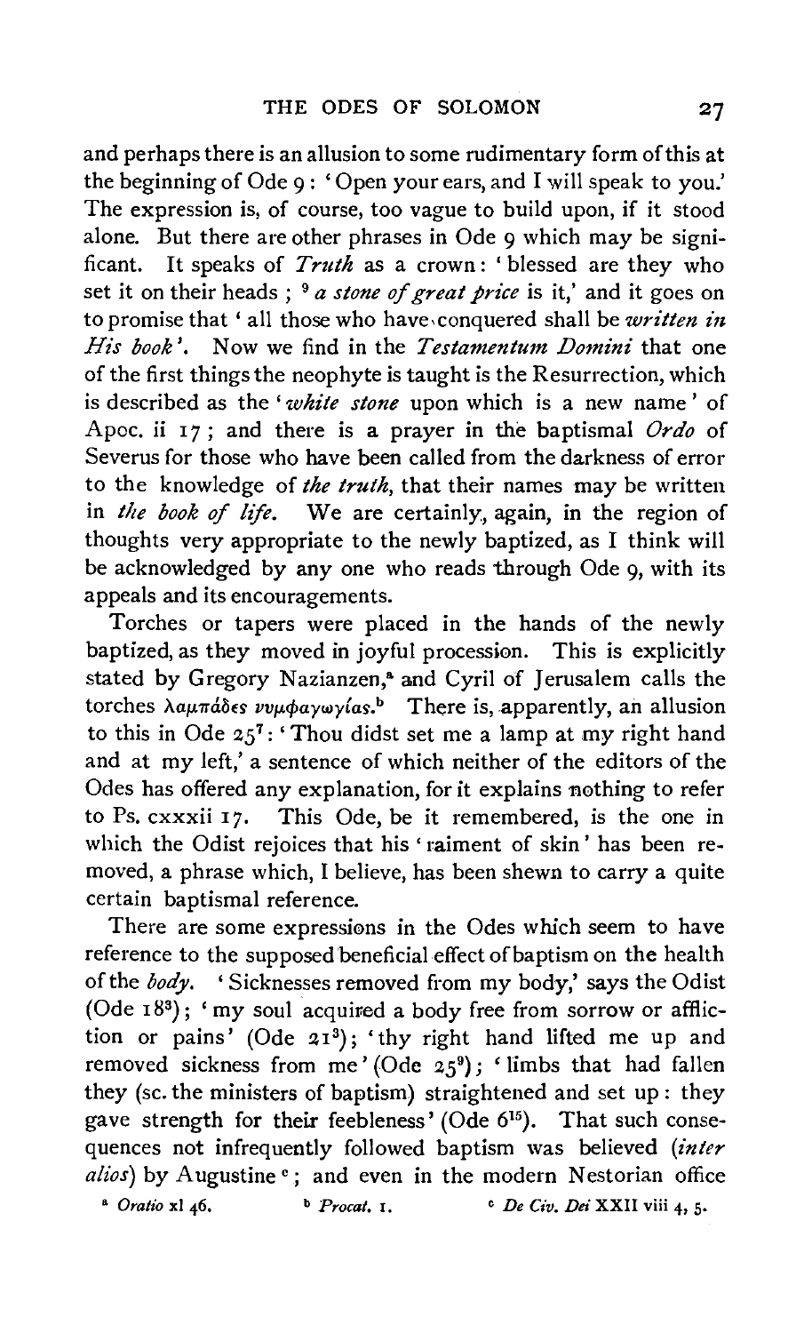and perhaps there is an allusion to some rudimentary form of this at the beginning of Ode 9: 'Open your ears, and I will speak to you.' The expression is, of course, too vague to build upon, if it stood alone. But there are other phrases in Ode 9 which may be significant. It speaks of *Truth* as a crown: 'blessed are they who set it on their heads; [9] *a stone of great price* is it,' and it goes on to promise that 'all those who have conquered shall be *written in His book*'. Now we find in the *Testamentum Domini* that one of the first things the neophyte is taught is the Resurrection, which is described as the '*white stone* upon which is a new name' of Apoc. ii 17; and there is a prayer in the baptismal *Ordo* of Severus for those who have been called from the darkness of error to the knowledge of *the truth*, that their names may be written in *the book of life*. We are certainly, again, in the region of thoughts very appropriate to the newly baptized, as I think will be acknowledged by any one who reads through Ode 9, with its appeals and its encouragements.

Torches or tapers were placed in the hands of the newly baptized, as they moved in joyful procession. This is explicitly stated by Gregory Nazianzen,[a] and Cyril of Jerusalem calls the torches λαμπάδες νυμφαγωγίας.[b] There is, apparently, an allusion to this in Ode 25[7]: 'Thou didst set me a lamp at my right hand and at my left,' a sentence of which neither of the editors of the Odes has offered any explanation, for it explains nothing to refer to Ps. cxxxii 17. This Ode, be it remembered, is the one in which the Odist rejoices that his 'raiment of skin' has been removed, a phrase which, I believe, has been shewn to carry a quite certain baptismal reference.

There are some expressions in the Odes which seem to have reference to the supposed beneficial effect of baptism on the health of the *body*. 'Sicknesses removed from my body,' says the Odist (Ode 18[3]); 'my soul acquired a body free from sorrow or affliction or pains' (Ode 21[3]); 'thy right hand lifted me up and removed sickness from me' (Ode 25[9]); 'limbs that had fallen they (sc. the ministers of baptism) straightened and set up: they gave strength for their feebleness' (Ode 6[15]). That such consequences not infrequently followed baptism was believed (*inter alios*) by Augustine[c]; and even in the modern Nestorian office

[a] *Oratio* xl 46. [b] *Procat.* 1. [c] *De Civ. Dei* XXII viii 4, 5.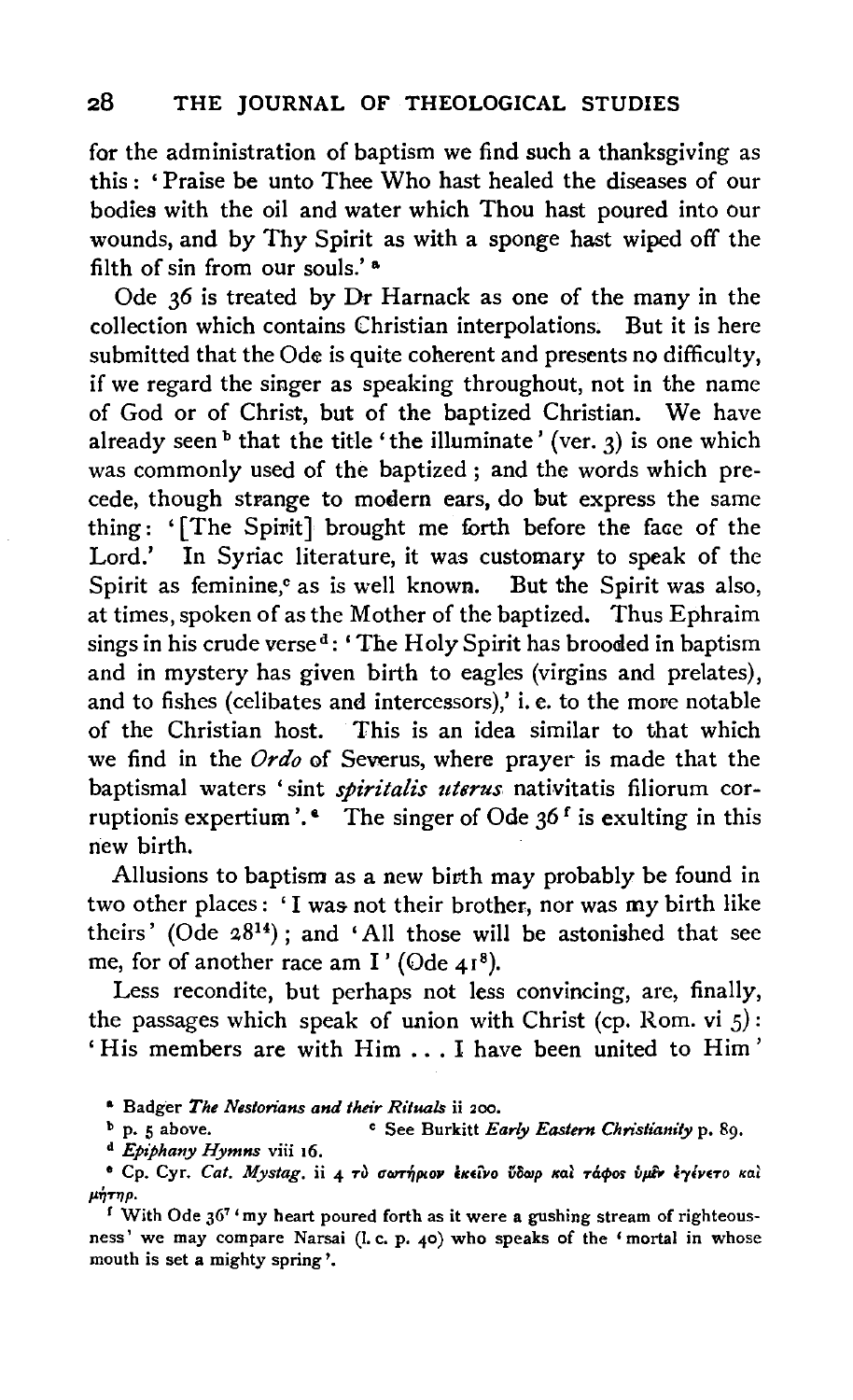for the administration of baptism we find such a thanksgiving as this: 'Praise be unto Thee Who hast healed the diseases of our bodies with the oil and water which Thou hast poured into our wounds, and by Thy Spirit as with a sponge hast wiped off the filth of sin from our souls.' [a]

Ode 36 is treated by Dr Harnack as one of the many in the collection which contains Christian interpolations. But it is here submitted that the Ode is quite coherent and presents no difficulty, if we regard the singer as speaking throughout, not in the name of God or of Christ, but of the baptized Christian. We have already seen [b] that the title 'the illuminate' (ver. 3) is one which was commonly used of the baptized; and the words which precede, though strange to modern ears, do but express the same thing: '[The Spirit] brought me forth before the face of the Lord.' In Syriac literature, it was customary to speak of the Spirit as feminine,[c] as is well known. But the Spirit was also, at times, spoken of as the Mother of the baptized. Thus Ephraim sings in his crude verse [d]: 'The Holy Spirit has brooded in baptism and in mystery has given birth to eagles (virgins and prelates), and to fishes (celibates and intercessors),' i. e. to the more notable of the Christian host. This is an idea similar to that which we find in the *Ordo* of Severus, where prayer is made that the baptismal waters 'sint *spiritalis uterus* nativitatis filiorum corruptionis expertium'.[e] The singer of Ode 36 [f] is exulting in this new birth.

Allusions to baptism as a new birth may probably be found in two other places: 'I was not their brother, nor was my birth like theirs' (Ode 28[14]); and 'All those will be astonished that see me, for of another race am I' (Ode 41[8]).

Less recondite, but perhaps not less convincing, are, finally, the passages which speak of union with Christ (cp. Rom. vi 5): 'His members are with Him . . . I have been united to Him'

[a] Badger *The Nestorians and their Rituals* ii 200.

[b] p. 5 above.

[c] See Burkitt *Early Eastern Christianity* p. 89.

[d] *Epiphany Hymns* viii 16.

[e] Cp. Cyr. *Cat. Mystag.* ii 4 τὸ σωτήριον ἐκεῖνο ὕδωρ καὶ τάφος ὑμῖν ἐγίνετο καὶ μήτηρ.

[f] With Ode 36[7] 'my heart poured forth as it were a gushing stream of righteousness' we may compare Narsai (l. c. p. 40) who speaks of the 'mortal in whose mouth is set a mighty spring'.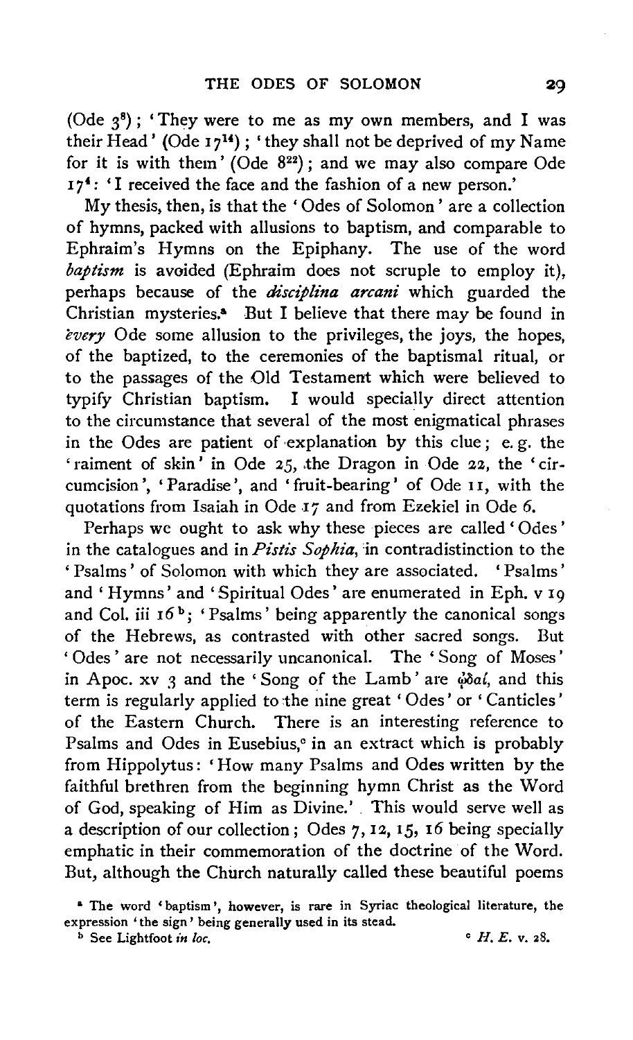(Ode $3^8$); 'They were to me as my own members, and I was their Head' (Ode $17^{14}$); 'they shall not be deprived of my Name for it is with them' (Ode $8^{22}$); and we may also compare Ode $17^4$: 'I received the face and the fashion of a new person.'

My thesis, then, is that the 'Odes of Solomon' are a collection of hymns, packed with allusions to baptism, and comparable to Ephraim's Hymns on the Epiphany. The use of the word *baptism* is avoided (Ephraim does not scruple to employ it), perhaps because of the *disciplina arcani* which guarded the Christian mysteries.[a] But I believe that there may be found in *every* Ode some allusion to the privileges, the joys, the hopes, of the baptized, to the ceremonies of the baptismal ritual, or to the passages of the Old Testament which were believed to typify Christian baptism. I would specially direct attention to the circumstance that several of the most enigmatical phrases in the Odes are patient of explanation by this clue; e. g. the 'raiment of skin' in Ode 25, the Dragon in Ode 22, the 'circumcision', 'Paradise', and 'fruit-bearing' of Ode 11, with the quotations from Isaiah in Ode 17 and from Ezekiel in Ode 6.

Perhaps we ought to ask why these pieces are called 'Odes' in the catalogues and in *Pistis Sophia*, in contradistinction to the 'Psalms' of Solomon with which they are associated. 'Psalms' and 'Hymns' and 'Spiritual Odes' are enumerated in Eph. v 19 and Col. iii 16[b]; 'Psalms' being apparently the canonical songs of the Hebrews, as contrasted with other sacred songs. But 'Odes' are not necessarily uncanonical. The 'Song of Moses' in Apoc. xv 3 and the 'Song of the Lamb' are ᾠδαί, and this term is regularly applied to the nine great 'Odes' or 'Canticles' of the Eastern Church. There is an interesting reference to Psalms and Odes in Eusebius,[c] in an extract which is probably from Hippolytus: 'How many Psalms and Odes written by the faithful brethren from the beginning hymn Christ as the Word of God, speaking of Him as Divine.' This would serve well as a description of our collection; Odes 7, 12, 15, 16 being specially emphatic in their commemoration of the doctrine of the Word. But, although the Church naturally called these beautiful poems

[a] The word 'baptism', however, is rare in Syriac theological literature, the expression 'the sign' being generally used in its stead.

[b] See Lightfoot *in loc.*

[c] *H. E.* v. 28.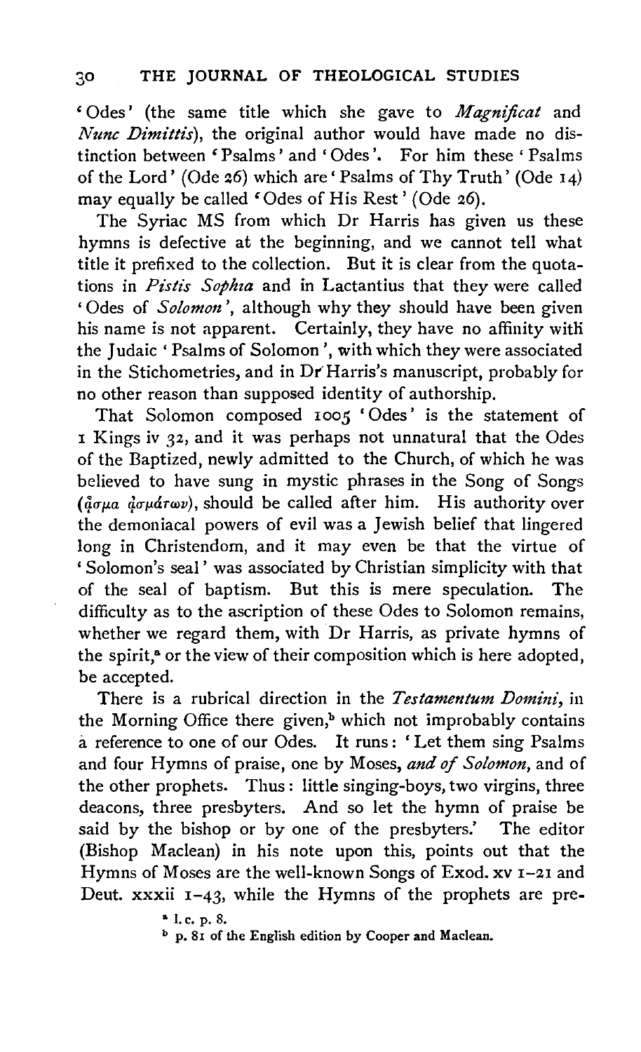'Odes' (the same title which she gave to *Magnificat* and *Nunc Dimittis*), the original author would have made no distinction between 'Psalms' and 'Odes'. For him these 'Psalms of the Lord' (Ode 26) which are 'Psalms of Thy Truth' (Ode 14) may equally be called 'Odes of His Rest' (Ode 26).

The Syriac MS from which Dr Harris has given us these hymns is defective at the beginning, and we cannot tell what title it prefixed to the collection. But it is clear from the quotations in *Pistis Sophia* and in Lactantius that they were called 'Odes of *Solomon*', although why they should have been given his name is not apparent. Certainly, they have no affinity with the Judaic 'Psalms of Solomon', with which they were associated in the Stichometries, and in Dr Harris's manuscript, probably for no other reason than supposed identity of authorship.

That Solomon composed 1005 'Odes' is the statement of 1 Kings iv 32, and it was perhaps not unnatural that the Odes of the Baptized, newly admitted to the Church, of which he was believed to have sung in mystic phrases in the Song of Songs (ᾆσμα ᾀσμάτων), should be called after him. His authority over the demoniacal powers of evil was a Jewish belief that lingered long in Christendom, and it may even be that the virtue of 'Solomon's seal' was associated by Christian simplicity with that of the seal of baptism. But this is mere speculation. The difficulty as to the ascription of these Odes to Solomon remains, whether we regard them, with Dr Harris, as private hymns of the spirit,[a] or the view of their composition which is here adopted, be accepted.

There is a rubrical direction in the *Testamentum Domini*, in the Morning Office there given,[b] which not improbably contains a reference to one of our Odes. It runs: 'Let them sing Psalms and four Hymns of praise, one by Moses, *and of Solomon*, and of the other prophets. Thus: little singing-boys, two virgins, three deacons, three presbyters. And so let the hymn of praise be said by the bishop or by one of the presbyters.' The editor (Bishop Maclean) in his note upon this, points out that the Hymns of Moses are the well-known Songs of Exod. xv 1–21 and Deut. xxxii 1–43, while the Hymns of the prophets are pre-

[a] l. c. p. 8.

[b] p. 81 of the English edition by Cooper and Maclean.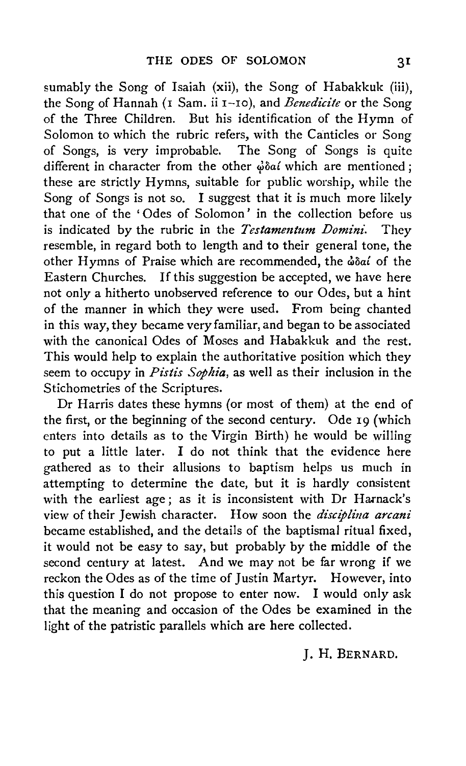sumably the Song of Isaiah (xii), the Song of Habakkuk (iii), the Song of Hannah (1 Sam. ii 1–10), and *Benedicite* or the Song of the Three Children. But his identification of the Hymn of Solomon to which the rubric refers, with the Canticles or Song of Songs, is very improbable. The Song of Songs is quite different in character from the other ᾠδαί which are mentioned; these are strictly Hymns, suitable for public worship, while the Song of Songs is not so. I suggest that it is much more likely that one of the 'Odes of Solomon' in the collection before us is indicated by the rubric in the *Testamentum Domini*. They resemble, in regard both to length and to their general tone, the other Hymns of Praise which are recommended, the ᾠδαί of the Eastern Churches. If this suggestion be accepted, we have here not only a hitherto unobserved reference to our Odes, but a hint of the manner in which they were used. From being chanted in this way, they became very familiar, and began to be associated with the canonical Odes of Moses and Habakkuk and the rest. This would help to explain the authoritative position which they seem to occupy in *Pistis Sophia*, as well as their inclusion in the Stichometries of the Scriptures.

Dr Harris dates these hymns (or most of them) at the end of the first, or the beginning of the second century. Ode 19 (which enters into details as to the Virgin Birth) he would be willing to put a little later. I do not think that the evidence here gathered as to their allusions to baptism helps us much in attempting to determine the date, but it is hardly consistent with the earliest age; as it is inconsistent with Dr Harnack's view of their Jewish character. How soon the *disciplina arcani* became established, and the details of the baptismal ritual fixed, it would not be easy to say, but probably by the middle of the second century at latest. And we may not be far wrong if we reckon the Odes as of the time of Justin Martyr. However, into this question I do not propose to enter now. I would only ask that the meaning and occasion of the Odes be examined in the light of the patristic parallels which are here collected.

J. H. BERNARD.